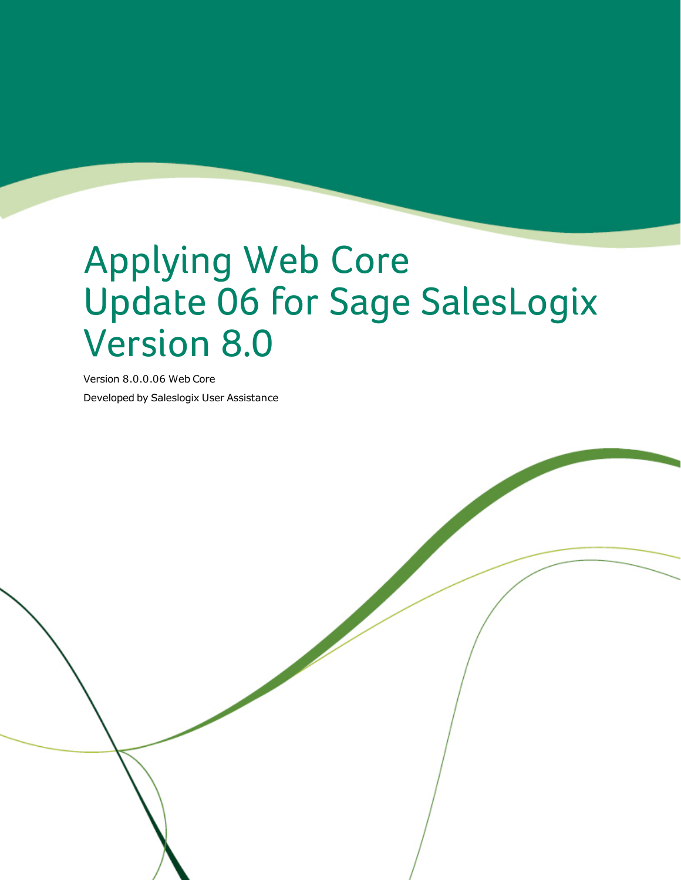# Applying Web Core Update 06 for Sage SalesLogix Version 8.0

Version 8.0.0.06 Web Core

Developed by Saleslogix User Assistance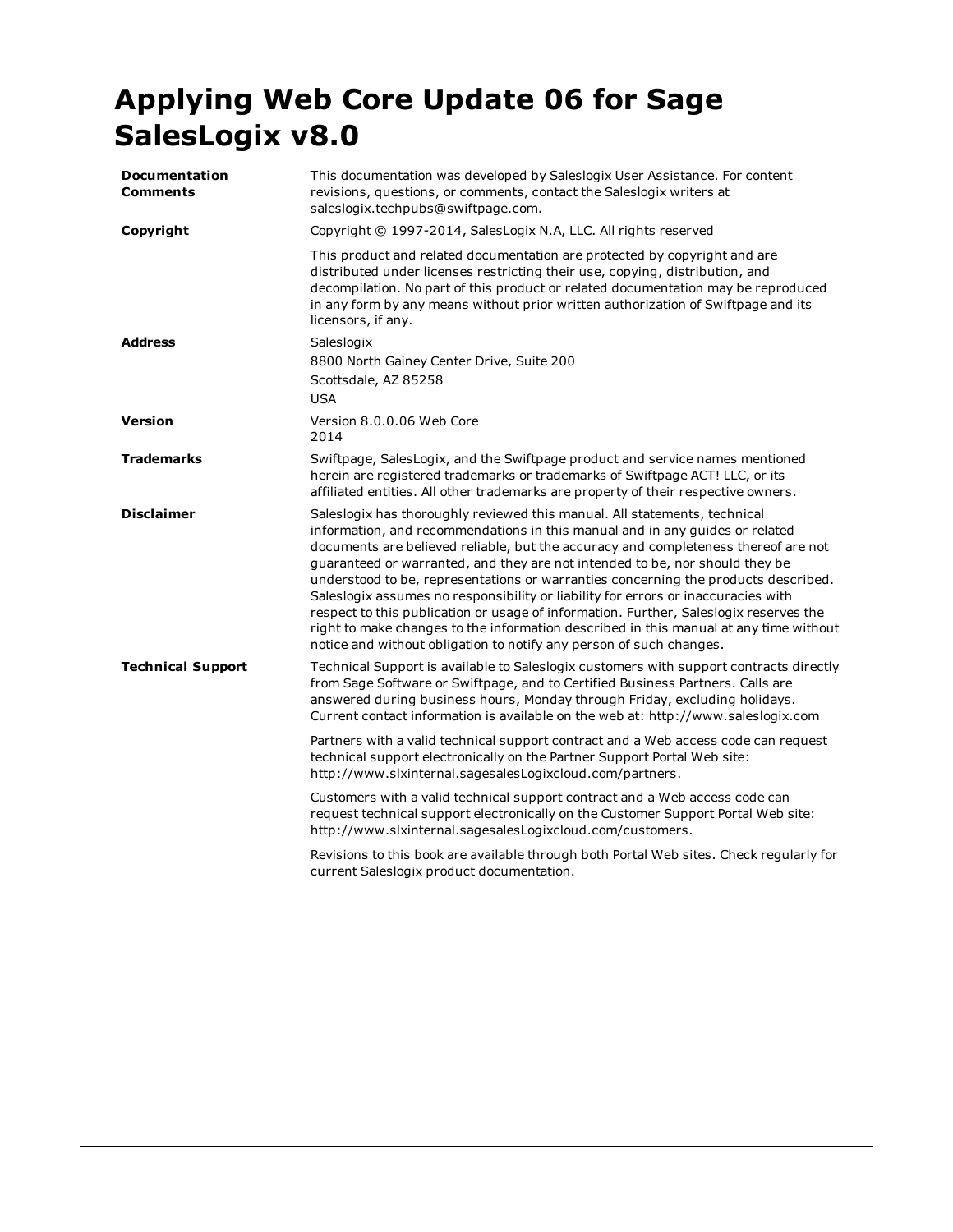# Applying Web Core Update 06 for Sage SalesLogix v8.0

| | |
|---|---|
| **Documentation Comments** | This documentation was developed by Saleslogix User Assistance. For content revisions, questions, or comments, contact the Saleslogix writers at saleslogix.techpubs@swiftpage.com. |
| **Copyright** | Copyright © 1997-2014, SalesLogix N.A, LLC. All rights reserved<br><br>This product and related documentation are protected by copyright and are distributed under licenses restricting their use, copying, distribution, and decompilation. No part of this product or related documentation may be reproduced in any form by any means without prior written authorization of Swiftpage and its licensors, if any. |
| **Address** | Saleslogix<br>8800 North Gainey Center Drive, Suite 200<br>Scottsdale, AZ 85258<br>USA |
| **Version** | Version 8.0.0.06 Web Core<br>2014 |
| **Trademarks** | Swiftpage, SalesLogix, and the Swiftpage product and service names mentioned herein are registered trademarks or trademarks of Swiftpage ACT! LLC, or its affiliated entities. All other trademarks are property of their respective owners. |
| **Disclaimer** | Saleslogix has thoroughly reviewed this manual. All statements, technical information, and recommendations in this manual and in any guides or related documents are believed reliable, but the accuracy and completeness thereof are not guaranteed or warranted, and they are not intended to be, nor should they be understood to be, representations or warranties concerning the products described. Saleslogix assumes no responsibility or liability for errors or inaccuracies with respect to this publication or usage of information. Further, Saleslogix reserves the right to make changes to the information described in this manual at any time without notice and without obligation to notify any person of such changes. |
| **Technical Support** | Technical Support is available to Saleslogix customers with support contracts directly from Sage Software or Swiftpage, and to Certified Business Partners. Calls are answered during business hours, Monday through Friday, excluding holidays. Current contact information is available on the web at: http://www.saleslogix.com<br><br>Partners with a valid technical support contract and a Web access code can request technical support electronically on the Partner Support Portal Web site: http://www.slxinternal.sagesalesLogixcloud.com/partners.<br><br>Customers with a valid technical support contract and a Web access code can request technical support electronically on the Customer Support Portal Web site: http://www.slxinternal.sagesalesLogixcloud.com/customers.<br><br>Revisions to this book are available through both Portal Web sites. Check regularly for current Saleslogix product documentation. |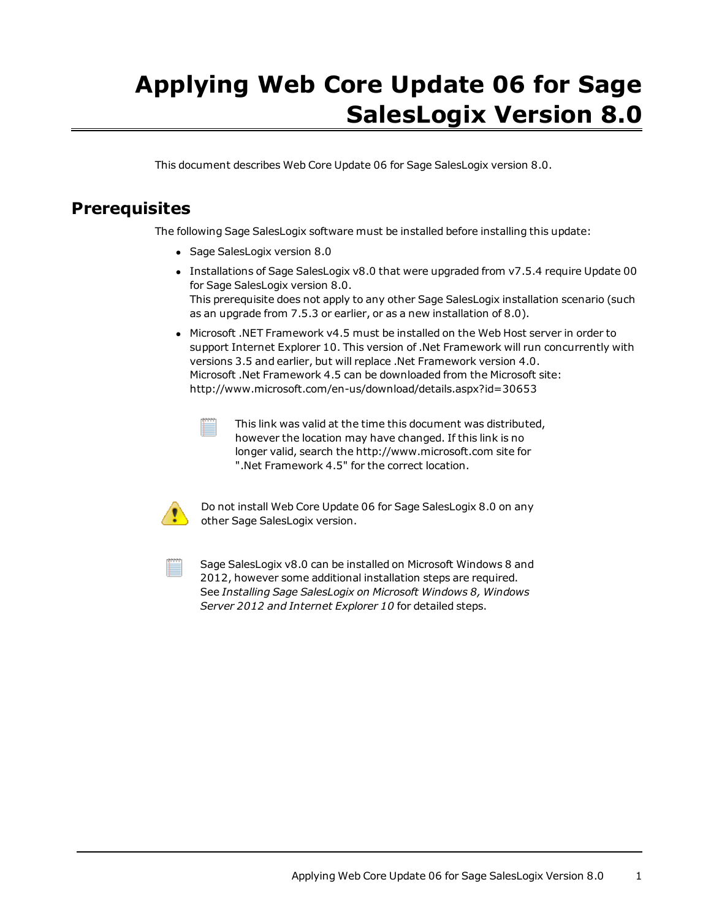# Applying Web Core Update 06 for Sage SalesLogix Version 8.0

This document describes Web Core Update 06 for Sage SalesLogix version 8.0.

## Prerequisites

The following Sage SalesLogix software must be installed before installing this update:

- Sage SalesLogix version 8.0
- Installations of Sage SalesLogix v8.0 that were upgraded from v7.5.4 require Update 00 for Sage SalesLogix version 8.0.
  This prerequisite does not apply to any other Sage SalesLogix installation scenario (such as an upgrade from 7.5.3 or earlier, or as a new installation of 8.0).
- Microsoft .NET Framework v4.5 must be installed on the Web Host server in order to support Internet Explorer 10. This version of .Net Framework will run concurrently with versions 3.5 and earlier, but will replace .Net Framework version 4.0.
  Microsoft .Net Framework 4.5 can be downloaded from the Microsoft site:
  http://www.microsoft.com/en-us/download/details.aspx?id=30653

  > This link was valid at the time this document was distributed, however the location may have changed. If this link is no longer valid, search the http://www.microsoft.com site for ".Net Framework 4.5" for the correct location.

> Do not install Web Core Update 06 for Sage SalesLogix 8.0 on any other Sage SalesLogix version.

> Sage SalesLogix v8.0 can be installed on Microsoft Windows 8 and 2012, however some additional installation steps are required. See *Installing Sage SalesLogix on Microsoft Windows 8, Windows Server 2012 and Internet Explorer 10* for detailed steps.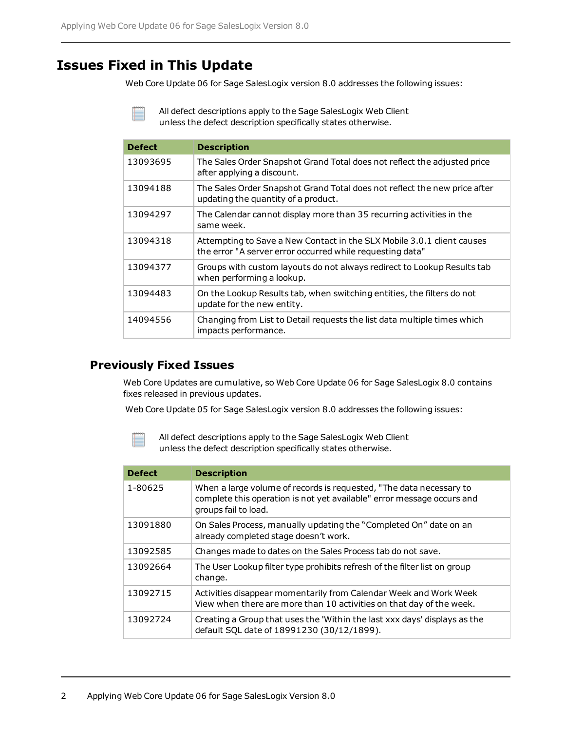# Issues Fixed in This Update

Web Core Update 06 for Sage SalesLogix version 8.0 addresses the following issues:

All defect descriptions apply to the Sage SalesLogix Web Client unless the defect description specifically states otherwise.

| Defect | Description |
|---|---|
| 13093695 | The Sales Order Snapshot Grand Total does not reflect the adjusted price after applying a discount. |
| 13094188 | The Sales Order Snapshot Grand Total does not reflect the new price after updating the quantity of a product. |
| 13094297 | The Calendar cannot display more than 35 recurring activities in the same week. |
| 13094318 | Attempting to Save a New Contact in the SLX Mobile 3.0.1 client causes the error "A server error occurred while requesting data" |
| 13094377 | Groups with custom layouts do not always redirect to Lookup Results tab when performing a lookup. |
| 13094483 | On the Lookup Results tab, when switching entities, the filters do not update for the new entity. |
| 14094556 | Changing from List to Detail requests the list data multiple times which impacts performance. |

## Previously Fixed Issues

Web Core Updates are cumulative, so Web Core Update 06 for Sage SalesLogix 8.0 contains fixes released in previous updates.

Web Core Update 05 for Sage SalesLogix version 8.0 addresses the following issues:

All defect descriptions apply to the Sage SalesLogix Web Client unless the defect description specifically states otherwise.

| Defect | Description |
|---|---|
| 1-80625 | When a large volume of records is requested, "The data necessary to complete this operation is not yet available" error message occurs and groups fail to load. |
| 13091880 | On Sales Process, manually updating the "Completed On" date on an already completed stage doesn't work. |
| 13092585 | Changes made to dates on the Sales Process tab do not save. |
| 13092664 | The User Lookup filter type prohibits refresh of the filter list on group change. |
| 13092715 | Activities disappear momentarily from Calendar Week and Work Week View when there are more than 10 activities on that day of the week. |
| 13092724 | Creating a Group that uses the 'Within the last xxx days' displays as the default SQL date of 18991230 (30/12/1899). |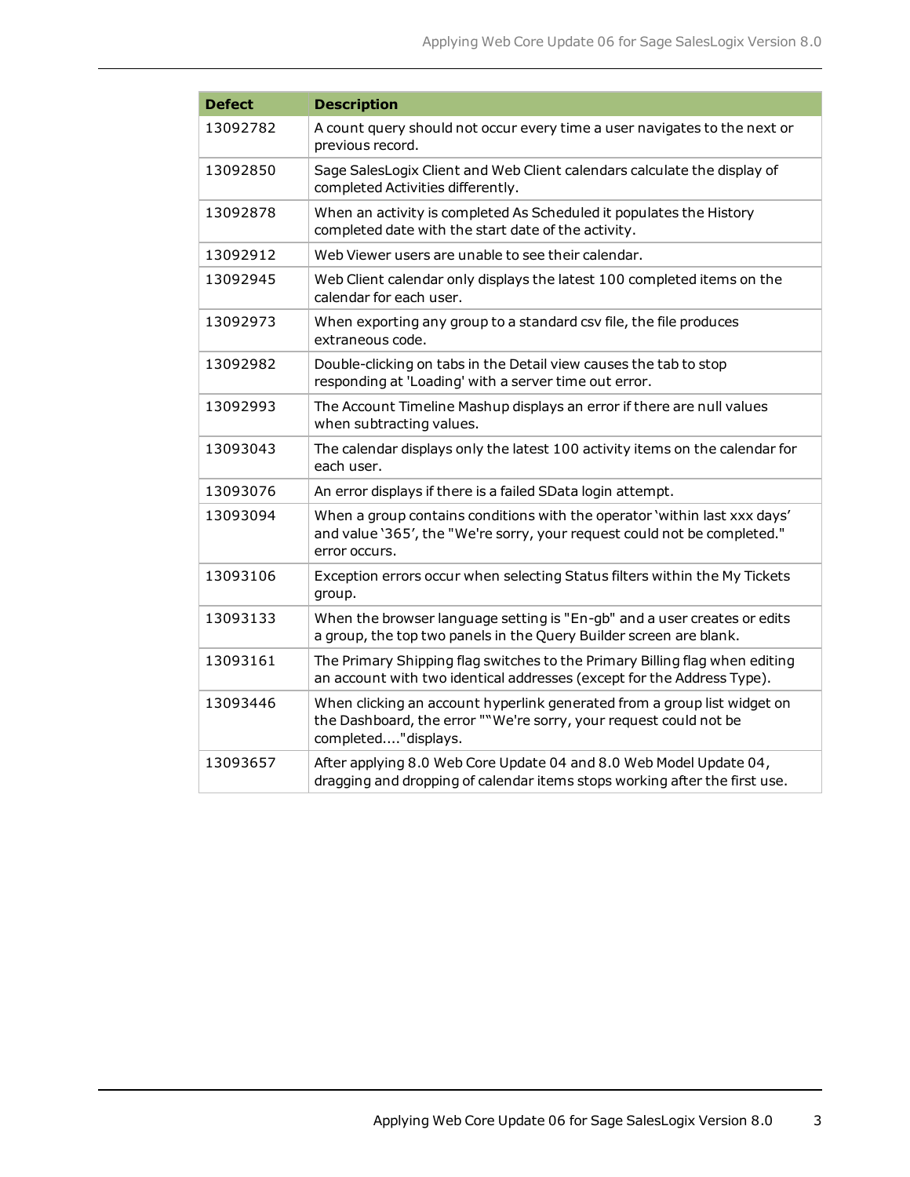| Defect | Description |
| --- | --- |
| 13092782 | A count query should not occur every time a user navigates to the next or previous record. |
| 13092850 | Sage SalesLogix Client and Web Client calendars calculate the display of completed Activities differently. |
| 13092878 | When an activity is completed As Scheduled it populates the History completed date with the start date of the activity. |
| 13092912 | Web Viewer users are unable to see their calendar. |
| 13092945 | Web Client calendar only displays the latest 100 completed items on the calendar for each user. |
| 13092973 | When exporting any group to a standard csv file, the file produces extraneous code. |
| 13092982 | Double-clicking on tabs in the Detail view causes the tab to stop responding at 'Loading' with a server time out error. |
| 13092993 | The Account Timeline Mashup displays an error if there are null values when subtracting values. |
| 13093043 | The calendar displays only the latest 100 activity items on the calendar for each user. |
| 13093076 | An error displays if there is a failed SData login attempt. |
| 13093094 | When a group contains conditions with the operator 'within last xxx days' and value '365', the "We're sorry, your request could not be completed." error occurs. |
| 13093106 | Exception errors occur when selecting Status filters within the My Tickets group. |
| 13093133 | When the browser language setting is "En-gb" and a user creates or edits a group, the top two panels in the Query Builder screen are blank. |
| 13093161 | The Primary Shipping flag switches to the Primary Billing flag when editing an account with two identical addresses (except for the Address Type). |
| 13093446 | When clicking an account hyperlink generated from a group list widget on the Dashboard, the error ""We're sorry, your request could not be completed...."displays. |
| 13093657 | After applying 8.0 Web Core Update 04 and 8.0 Web Model Update 04, dragging and dropping of calendar items stops working after the first use. |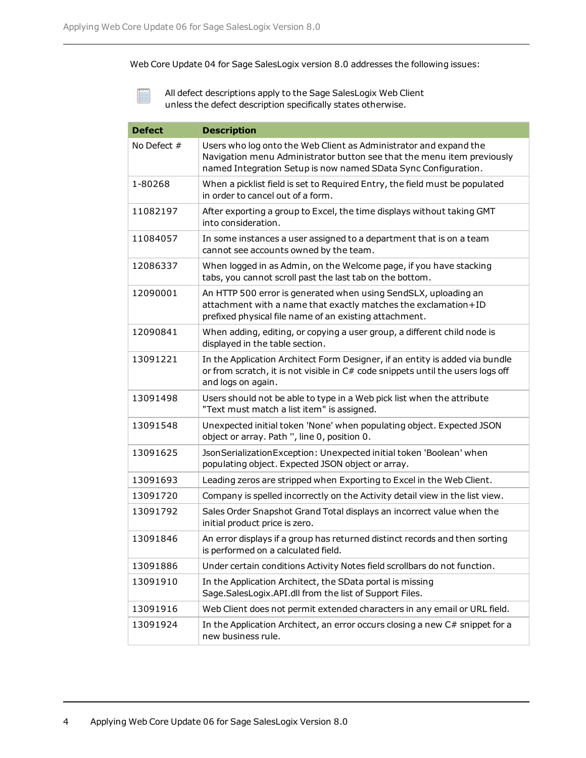Web Core Update 04 for Sage SalesLogix version 8.0 addresses the following issues:

All defect descriptions apply to the Sage SalesLogix Web Client unless the defect description specifically states otherwise.

| Defect | Description |
|---|---|
| No Defect # | Users who log onto the Web Client as Administrator and expand the Navigation menu Administrator button see that the menu item previously named Integration Setup is now named SData Sync Configuration. |
| 1-80268 | When a picklist field is set to Required Entry, the field must be populated in order to cancel out of a form. |
| 11082197 | After exporting a group to Excel, the time displays without taking GMT into consideration. |
| 11084057 | In some instances a user assigned to a department that is on a team cannot see accounts owned by the team. |
| 12086337 | When logged in as Admin, on the Welcome page, if you have stacking tabs, you cannot scroll past the last tab on the bottom. |
| 12090001 | An HTTP 500 error is generated when using SendSLX, uploading an attachment with a name that exactly matches the exclamation+ID prefixed physical file name of an existing attachment. |
| 12090841 | When adding, editing, or copying a user group, a different child node is displayed in the table section. |
| 13091221 | In the Application Architect Form Designer, if an entity is added via bundle or from scratch, it is not visible in C# code snippets until the users logs off and logs on again. |
| 13091498 | Users should not be able to type in a Web pick list when the attribute "Text must match a list item" is assigned. |
| 13091548 | Unexpected initial token 'None' when populating object. Expected JSON object or array. Path '', line 0, position 0. |
| 13091625 | JsonSerializationException: Unexpected initial token 'Boolean' when populating object. Expected JSON object or array. |
| 13091693 | Leading zeros are stripped when Exporting to Excel in the Web Client. |
| 13091720 | Company is spelled incorrectly on the Activity detail view in the list view. |
| 13091792 | Sales Order Snapshot Grand Total displays an incorrect value when the initial product price is zero. |
| 13091846 | An error displays if a group has returned distinct records and then sorting is performed on a calculated field. |
| 13091886 | Under certain conditions Activity Notes field scrollbars do not function. |
| 13091910 | In the Application Architect, the SData portal is missing Sage.SalesLogix.API.dll from the list of Support Files. |
| 13091916 | Web Client does not permit extended characters in any email or URL field. |
| 13091924 | In the Application Architect, an error occurs closing a new C# snippet for a new business rule. |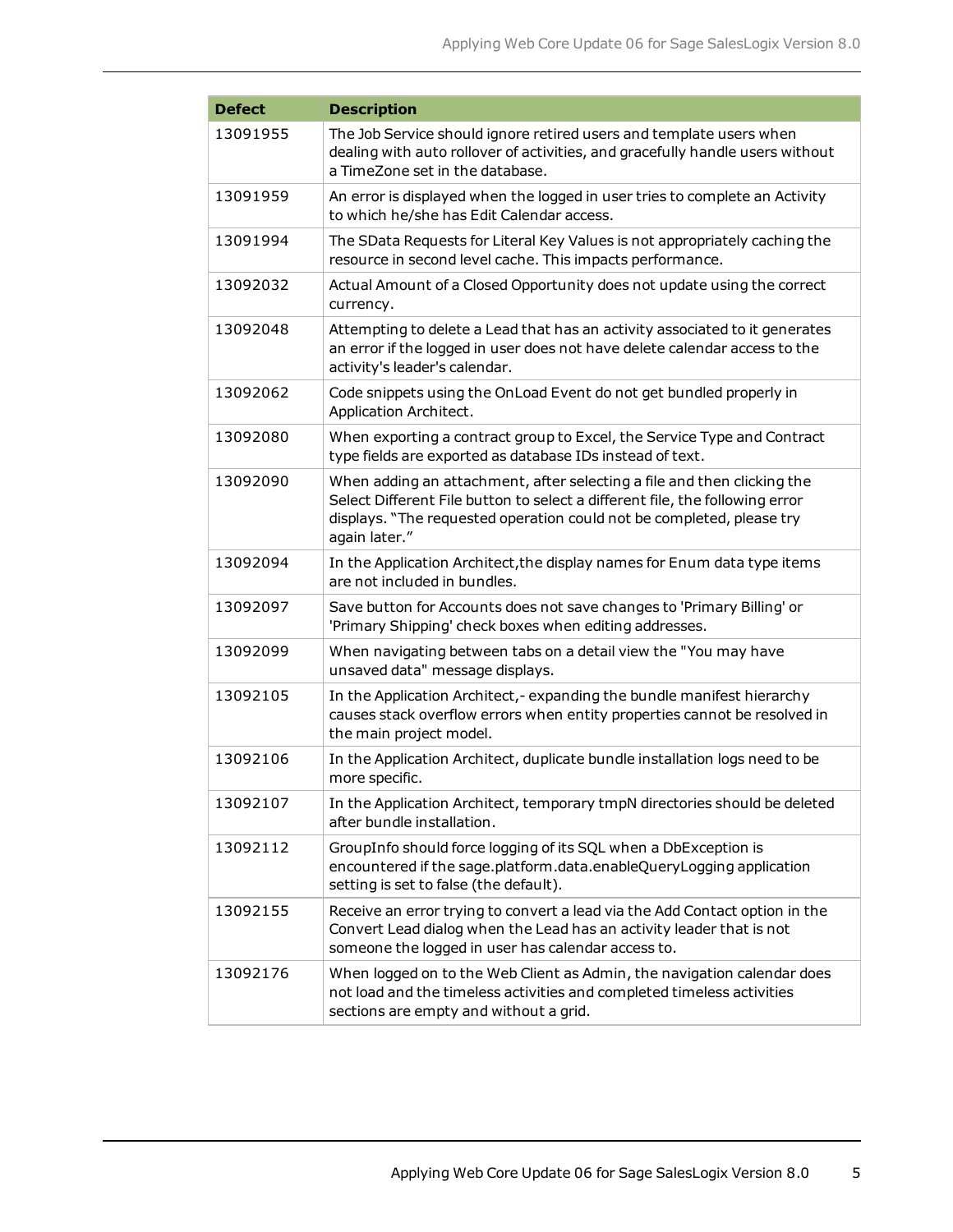| Defect | Description |
|---|---|
| 13091955 | The Job Service should ignore retired users and template users when dealing with auto rollover of activities, and gracefully handle users without a TimeZone set in the database. |
| 13091959 | An error is displayed when the logged in user tries to complete an Activity to which he/she has Edit Calendar access. |
| 13091994 | The SData Requests for Literal Key Values is not appropriately caching the resource in second level cache. This impacts performance. |
| 13092032 | Actual Amount of a Closed Opportunity does not update using the correct currency. |
| 13092048 | Attempting to delete a Lead that has an activity associated to it generates an error if the logged in user does not have delete calendar access to the activity's leader's calendar. |
| 13092062 | Code snippets using the OnLoad Event do not get bundled properly in Application Architect. |
| 13092080 | When exporting a contract group to Excel, the Service Type and Contract type fields are exported as database IDs instead of text. |
| 13092090 | When adding an attachment, after selecting a file and then clicking the Select Different File button to select a different file, the following error displays. "The requested operation could not be completed, please try again later." |
| 13092094 | In the Application Architect,the display names for Enum data type items are not included in bundles. |
| 13092097 | Save button for Accounts does not save changes to 'Primary Billing' or 'Primary Shipping' check boxes when editing addresses. |
| 13092099 | When navigating between tabs on a detail view the "You may have unsaved data" message displays. |
| 13092105 | In the Application Architect,- expanding the bundle manifest hierarchy causes stack overflow errors when entity properties cannot be resolved in the main project model. |
| 13092106 | In the Application Architect, duplicate bundle installation logs need to be more specific. |
| 13092107 | In the Application Architect, temporary tmpN directories should be deleted after bundle installation. |
| 13092112 | GroupInfo should force logging of its SQL when a DbException is encountered if the sage.platform.data.enableQueryLogging application setting is set to false (the default). |
| 13092155 | Receive an error trying to convert a lead via the Add Contact option in the Convert Lead dialog when the Lead has an activity leader that is not someone the logged in user has calendar access to. |
| 13092176 | When logged on to the Web Client as Admin, the navigation calendar does not load and the timeless activities and completed timeless activities sections are empty and without a grid. |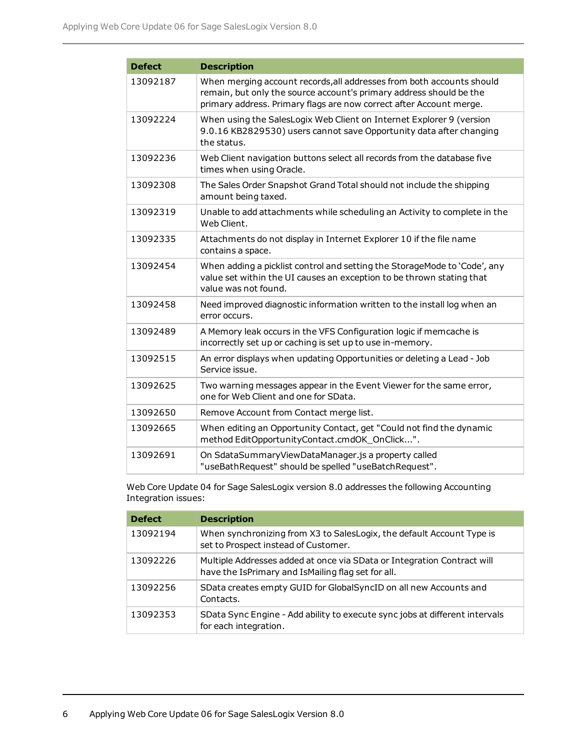| Defect | Description |
| --- | --- |
| 13092187 | When merging account records,all addresses from both accounts should remain, but only the source account's primary address should be the primary address. Primary flags are now correct after Account merge. |
| 13092224 | When using the SalesLogix Web Client on Internet Explorer 9 (version 9.0.16 KB2829530) users cannot save Opportunity data after changing the status. |
| 13092236 | Web Client navigation buttons select all records from the database five times when using Oracle. |
| 13092308 | The Sales Order Snapshot Grand Total should not include the shipping amount being taxed. |
| 13092319 | Unable to add attachments while scheduling an Activity to complete in the Web Client. |
| 13092335 | Attachments do not display in Internet Explorer 10 if the file name contains a space. |
| 13092454 | When adding a picklist control and setting the StorageMode to 'Code', any value set within the UI causes an exception to be thrown stating that value was not found. |
| 13092458 | Need improved diagnostic information written to the install log when an error occurs. |
| 13092489 | A Memory leak occurs in the VFS Configuration logic if memcache is incorrectly set up or caching is set up to use in-memory. |
| 13092515 | An error displays when updating Opportunities or deleting a Lead - Job Service issue. |
| 13092625 | Two warning messages appear in the Event Viewer for the same error, one for Web Client and one for SData. |
| 13092650 | Remove Account from Contact merge list. |
| 13092665 | When editing an Opportunity Contact, get "Could not find the dynamic method EditOpportunityContact.cmdOK_OnClick...". |
| 13092691 | On SdataSummaryViewDataManager.js a property called "useBathRequest" should be spelled "useBatchRequest". |

Web Core Update 04 for Sage SalesLogix version 8.0 addresses the following Accounting Integration issues:

| Defect | Description |
| --- | --- |
| 13092194 | When synchronizing from X3 to SalesLogix, the default Account Type is set to Prospect instead of Customer. |
| 13092226 | Multiple Addresses added at once via SData or Integration Contract will have the IsPrimary and IsMailing flag set for all. |
| 13092256 | SData creates empty GUID for GlobalSyncID on all new Accounts and Contacts. |
| 13092353 | SData Sync Engine - Add ability to execute sync jobs at different intervals for each integration. |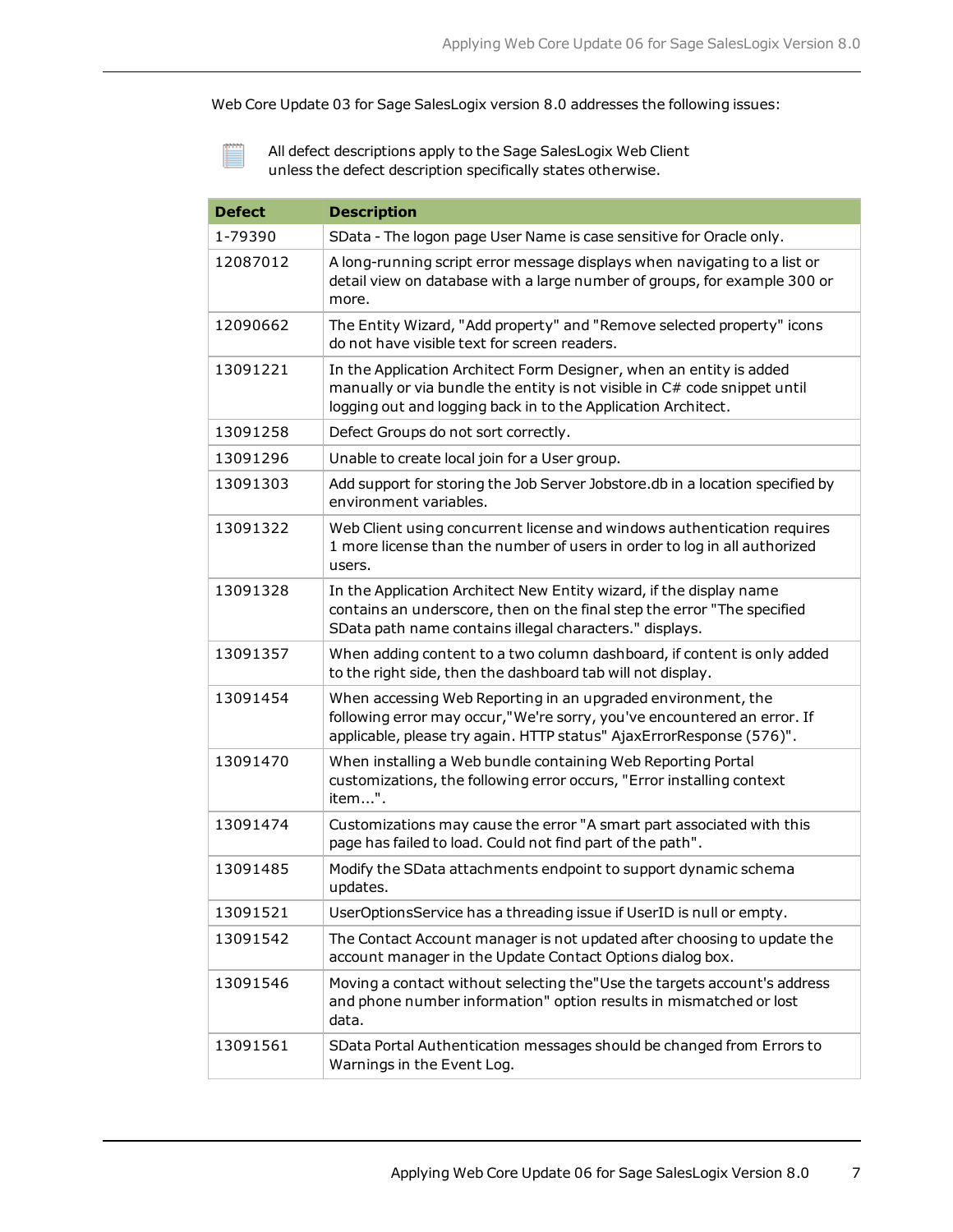Web Core Update 03 for Sage SalesLogix version 8.0 addresses the following issues:

All defect descriptions apply to the Sage SalesLogix Web Client unless the defect description specifically states otherwise.

| Defect | Description |
| --- | --- |
| 1-79390 | SData - The logon page User Name is case sensitive for Oracle only. |
| 12087012 | A long-running script error message displays when navigating to a list or detail view on database with a large number of groups, for example 300 or more. |
| 12090662 | The Entity Wizard, "Add property" and "Remove selected property" icons do not have visible text for screen readers. |
| 13091221 | In the Application Architect Form Designer, when an entity is added manually or via bundle the entity is not visible in C# code snippet until logging out and logging back in to the Application Architect. |
| 13091258 | Defect Groups do not sort correctly. |
| 13091296 | Unable to create local join for a User group. |
| 13091303 | Add support for storing the Job Server Jobstore.db in a location specified by environment variables. |
| 13091322 | Web Client using concurrent license and windows authentication requires 1 more license than the number of users in order to log in all authorized users. |
| 13091328 | In the Application Architect New Entity wizard, if the display name contains an underscore, then on the final step the error "The specified SData path name contains illegal characters." displays. |
| 13091357 | When adding content to a two column dashboard, if content is only added to the right side, then the dashboard tab will not display. |
| 13091454 | When accessing Web Reporting in an upgraded environment, the following error may occur,"We're sorry, you've encountered an error. If applicable, please try again. HTTP status" AjaxErrorResponse (576)". |
| 13091470 | When installing a Web bundle containing Web Reporting Portal customizations, the following error occurs, "Error installing context item...". |
| 13091474 | Customizations may cause the error "A smart part associated with this page has failed to load. Could not find part of the path". |
| 13091485 | Modify the SData attachments endpoint to support dynamic schema updates. |
| 13091521 | UserOptionsService has a threading issue if UserID is null or empty. |
| 13091542 | The Contact Account manager is not updated after choosing to update the account manager in the Update Contact Options dialog box. |
| 13091546 | Moving a contact without selecting the"Use the targets account's address and phone number information" option results in mismatched or lost data. |
| 13091561 | SData Portal Authentication messages should be changed from Errors to Warnings in the Event Log. |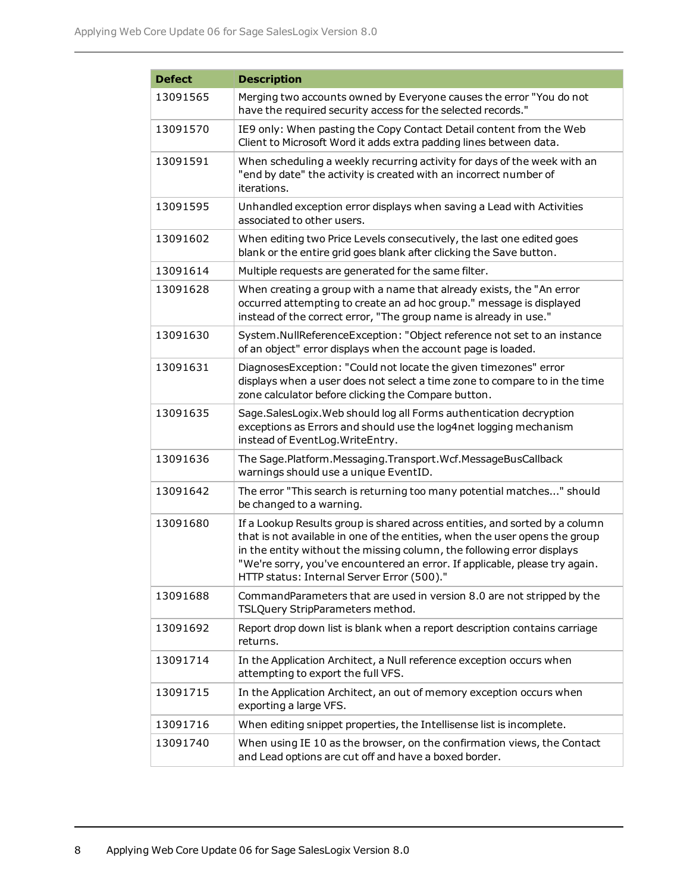| Defect | Description |
| --- | --- |
| 13091565 | Merging two accounts owned by Everyone causes the error "You do not have the required security access for the selected records." |
| 13091570 | IE9 only: When pasting the Copy Contact Detail content from the Web Client to Microsoft Word it adds extra padding lines between data. |
| 13091591 | When scheduling a weekly recurring activity for days of the week with an "end by date" the activity is created with an incorrect number of iterations. |
| 13091595 | Unhandled exception error displays when saving a Lead with Activities associated to other users. |
| 13091602 | When editing two Price Levels consecutively, the last one edited goes blank or the entire grid goes blank after clicking the Save button. |
| 13091614 | Multiple requests are generated for the same filter. |
| 13091628 | When creating a group with a name that already exists, the "An error occurred attempting to create an ad hoc group." message is displayed instead of the correct error, "The group name is already in use." |
| 13091630 | System.NullReferenceException: "Object reference not set to an instance of an object" error displays when the account page is loaded. |
| 13091631 | DiagnosesException: "Could not locate the given timezones" error displays when a user does not select a time zone to compare to in the time zone calculator before clicking the Compare button. |
| 13091635 | Sage.SalesLogix.Web should log all Forms authentication decryption exceptions as Errors and should use the log4net logging mechanism instead of EventLog.WriteEntry. |
| 13091636 | The Sage.Platform.Messaging.Transport.Wcf.MessageBusCallback warnings should use a unique EventID. |
| 13091642 | The error "This search is returning too many potential matches..." should be changed to a warning. |
| 13091680 | If a Lookup Results group is shared across entities, and sorted by a column that is not available in one of the entities, when the user opens the group in the entity without the missing column, the following error displays "We're sorry, you've encountered an error. If applicable, please try again. HTTP status: Internal Server Error (500)." |
| 13091688 | CommandParameters that are used in version 8.0 are not stripped by the TSLQuery StripParameters method. |
| 13091692 | Report drop down list is blank when a report description contains carriage returns. |
| 13091714 | In the Application Architect, a Null reference exception occurs when attempting to export the full VFS. |
| 13091715 | In the Application Architect, an out of memory exception occurs when exporting a large VFS. |
| 13091716 | When editing snippet properties, the Intellisense list is incomplete. |
| 13091740 | When using IE 10 as the browser, on the confirmation views, the Contact and Lead options are cut off and have a boxed border. |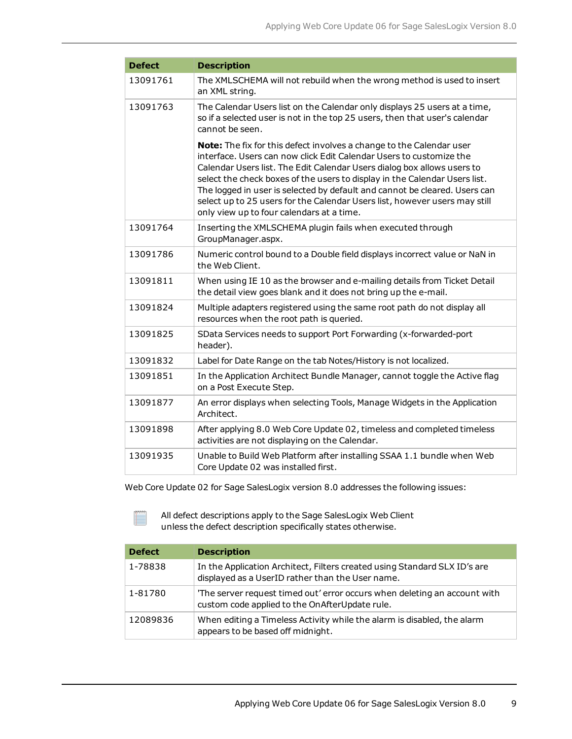| Defect | Description |
| --- | --- |
| 13091761 | The XMLSCHEMA will not rebuild when the wrong method is used to insert an XML string. |
| 13091763 | The Calendar Users list on the Calendar only displays 25 users at a time, so if a selected user is not in the top 25 users, then that user's calendar cannot be seen.<br><br>**Note:** The fix for this defect involves a change to the Calendar user interface. Users can now click Edit Calendar Users to customize the Calendar Users list. The Edit Calendar Users dialog box allows users to select the check boxes of the users to display in the Calendar Users list. The logged in user is selected by default and cannot be cleared. Users can select up to 25 users for the Calendar Users list, however users may still only view up to four calendars at a time. |
| 13091764 | Inserting the XMLSCHEMA plugin fails when executed through GroupManager.aspx. |
| 13091786 | Numeric control bound to a Double field displays incorrect value or NaN in the Web Client. |
| 13091811 | When using IE 10 as the browser and e-mailing details from Ticket Detail the detail view goes blank and it does not bring up the e-mail. |
| 13091824 | Multiple adapters registered using the same root path do not display all resources when the root path is queried. |
| 13091825 | SData Services needs to support Port Forwarding (x-forwarded-port header). |
| 13091832 | Label for Date Range on the tab Notes/History is not localized. |
| 13091851 | In the Application Architect Bundle Manager, cannot toggle the Active flag on a Post Execute Step. |
| 13091877 | An error displays when selecting Tools, Manage Widgets in the Application Architect. |
| 13091898 | After applying 8.0 Web Core Update 02, timeless and completed timeless activities are not displaying on the Calendar. |
| 13091935 | Unable to Build Web Platform after installing SSAA 1.1 bundle when Web Core Update 02 was installed first. |

Web Core Update 02 for Sage SalesLogix version 8.0 addresses the following issues:

All defect descriptions apply to the Sage SalesLogix Web Client unless the defect description specifically states otherwise.

| Defect | Description |
| --- | --- |
| 1-78838 | In the Application Architect, Filters created using Standard SLX ID's are displayed as a UserID rather than the User name. |
| 1-81780 | 'The server request timed out' error occurs when deleting an account with custom code applied to the OnAfterUpdate rule. |
| 12089836 | When editing a Timeless Activity while the alarm is disabled, the alarm appears to be based off midnight. |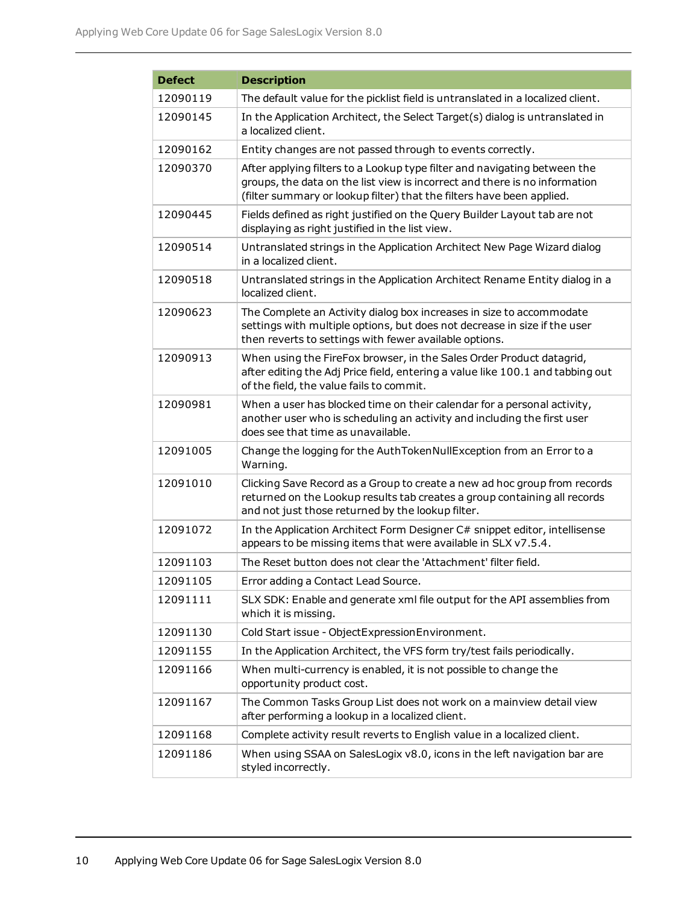| Defect | Description |
|---|---|
| 12090119 | The default value for the picklist field is untranslated in a localized client. |
| 12090145 | In the Application Architect, the Select Target(s) dialog is untranslated in a localized client. |
| 12090162 | Entity changes are not passed through to events correctly. |
| 12090370 | After applying filters to a Lookup type filter and navigating between the groups, the data on the list view is incorrect and there is no information (filter summary or lookup filter) that the filters have been applied. |
| 12090445 | Fields defined as right justified on the Query Builder Layout tab are not displaying as right justified in the list view. |
| 12090514 | Untranslated strings in the Application Architect New Page Wizard dialog in a localized client. |
| 12090518 | Untranslated strings in the Application Architect Rename Entity dialog in a localized client. |
| 12090623 | The Complete an Activity dialog box increases in size to accommodate settings with multiple options, but does not decrease in size if the user then reverts to settings with fewer available options. |
| 12090913 | When using the FireFox browser, in the Sales Order Product datagrid, after editing the Adj Price field, entering a value like 100.1 and tabbing out of the field, the value fails to commit. |
| 12090981 | When a user has blocked time on their calendar for a personal activity, another user who is scheduling an activity and including the first user does see that time as unavailable. |
| 12091005 | Change the logging for the AuthTokenNullException from an Error to a Warning. |
| 12091010 | Clicking Save Record as a Group to create a new ad hoc group from records returned on the Lookup results tab creates a group containing all records and not just those returned by the lookup filter. |
| 12091072 | In the Application Architect Form Designer C# snippet editor, intellisense appears to be missing items that were available in SLX v7.5.4. |
| 12091103 | The Reset button does not clear the 'Attachment' filter field. |
| 12091105 | Error adding a Contact Lead Source. |
| 12091111 | SLX SDK: Enable and generate xml file output for the API assemblies from which it is missing. |
| 12091130 | Cold Start issue - ObjectExpressionEnvironment. |
| 12091155 | In the Application Architect, the VFS form try/test fails periodically. |
| 12091166 | When multi-currency is enabled, it is not possible to change the opportunity product cost. |
| 12091167 | The Common Tasks Group List does not work on a mainview detail view after performing a lookup in a localized client. |
| 12091168 | Complete activity result reverts to English value in a localized client. |
| 12091186 | When using SSAA on SalesLogix v8.0, icons in the left navigation bar are styled incorrectly. |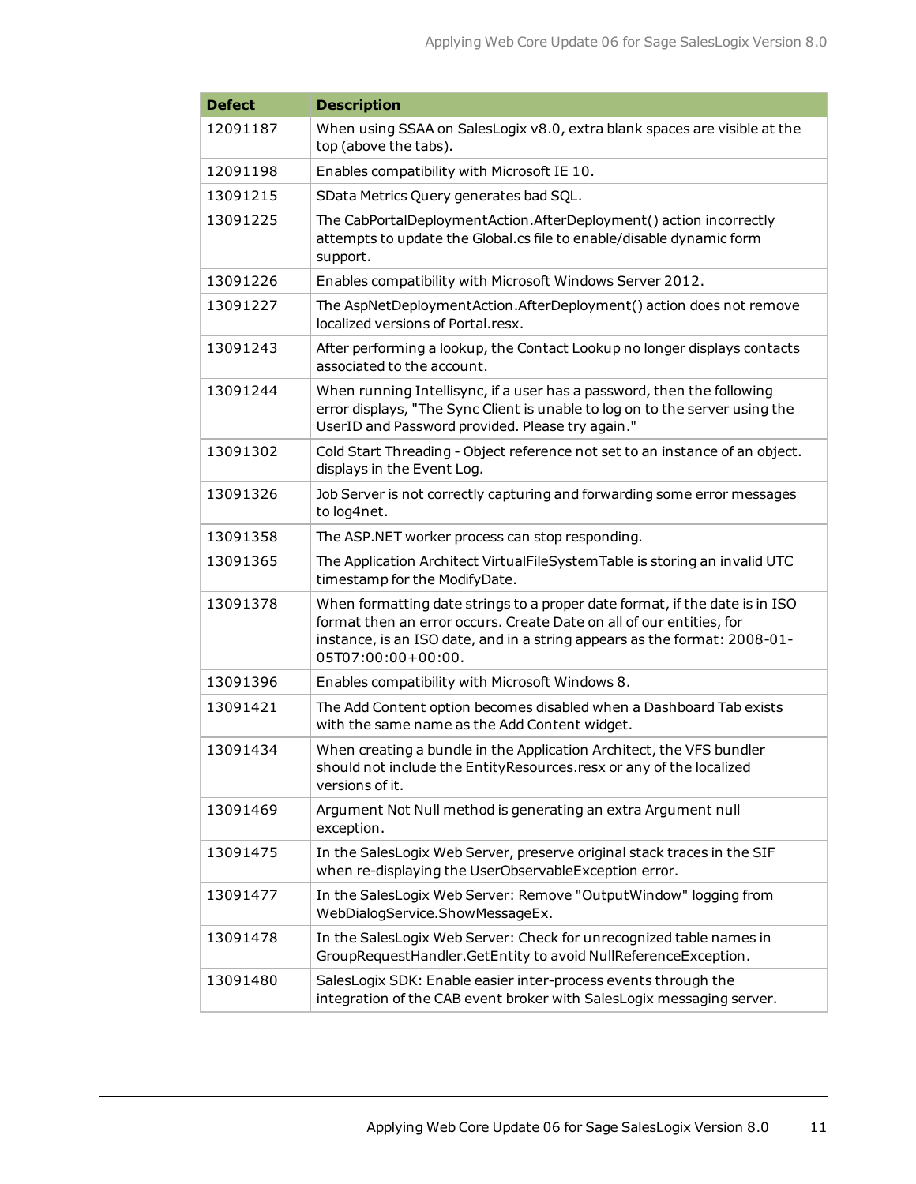| Defect | Description |
| --- | --- |
| 12091187 | When using SSAA on SalesLogix v8.0, extra blank spaces are visible at the top (above the tabs). |
| 12091198 | Enables compatibility with Microsoft IE 10. |
| 13091215 | SData Metrics Query generates bad SQL. |
| 13091225 | The CabPortalDeploymentAction.AfterDeployment() action incorrectly attempts to update the Global.cs file to enable/disable dynamic form support. |
| 13091226 | Enables compatibility with Microsoft Windows Server 2012. |
| 13091227 | The AspNetDeploymentAction.AfterDeployment() action does not remove localized versions of Portal.resx. |
| 13091243 | After performing a lookup, the Contact Lookup no longer displays contacts associated to the account. |
| 13091244 | When running Intellisync, if a user has a password, then the following error displays, "The Sync Client is unable to log on to the server using the UserID and Password provided. Please try again." |
| 13091302 | Cold Start Threading - Object reference not set to an instance of an object. displays in the Event Log. |
| 13091326 | Job Server is not correctly capturing and forwarding some error messages to log4net. |
| 13091358 | The ASP.NET worker process can stop responding. |
| 13091365 | The Application Architect VirtualFileSystemTable is storing an invalid UTC timestamp for the ModifyDate. |
| 13091378 | When formatting date strings to a proper date format, if the date is in ISO format then an error occurs. Create Date on all of our entities, for instance, is an ISO date, and in a string appears as the format: 2008-01-05T07:00:00+00:00. |
| 13091396 | Enables compatibility with Microsoft Windows 8. |
| 13091421 | The Add Content option becomes disabled when a Dashboard Tab exists with the same name as the Add Content widget. |
| 13091434 | When creating a bundle in the Application Architect, the VFS bundler should not include the EntityResources.resx or any of the localized versions of it. |
| 13091469 | Argument Not Null method is generating an extra Argument null exception. |
| 13091475 | In the SalesLogix Web Server, preserve original stack traces in the SIF when re-displaying the UserObservableException error. |
| 13091477 | In the SalesLogix Web Server: Remove "OutputWindow" logging from WebDialogService.ShowMessageEx. |
| 13091478 | In the SalesLogix Web Server: Check for unrecognized table names in GroupRequestHandler.GetEntity to avoid NullReferenceException. |
| 13091480 | SalesLogix SDK: Enable easier inter-process events through the integration of the CAB event broker with SalesLogix messaging server. |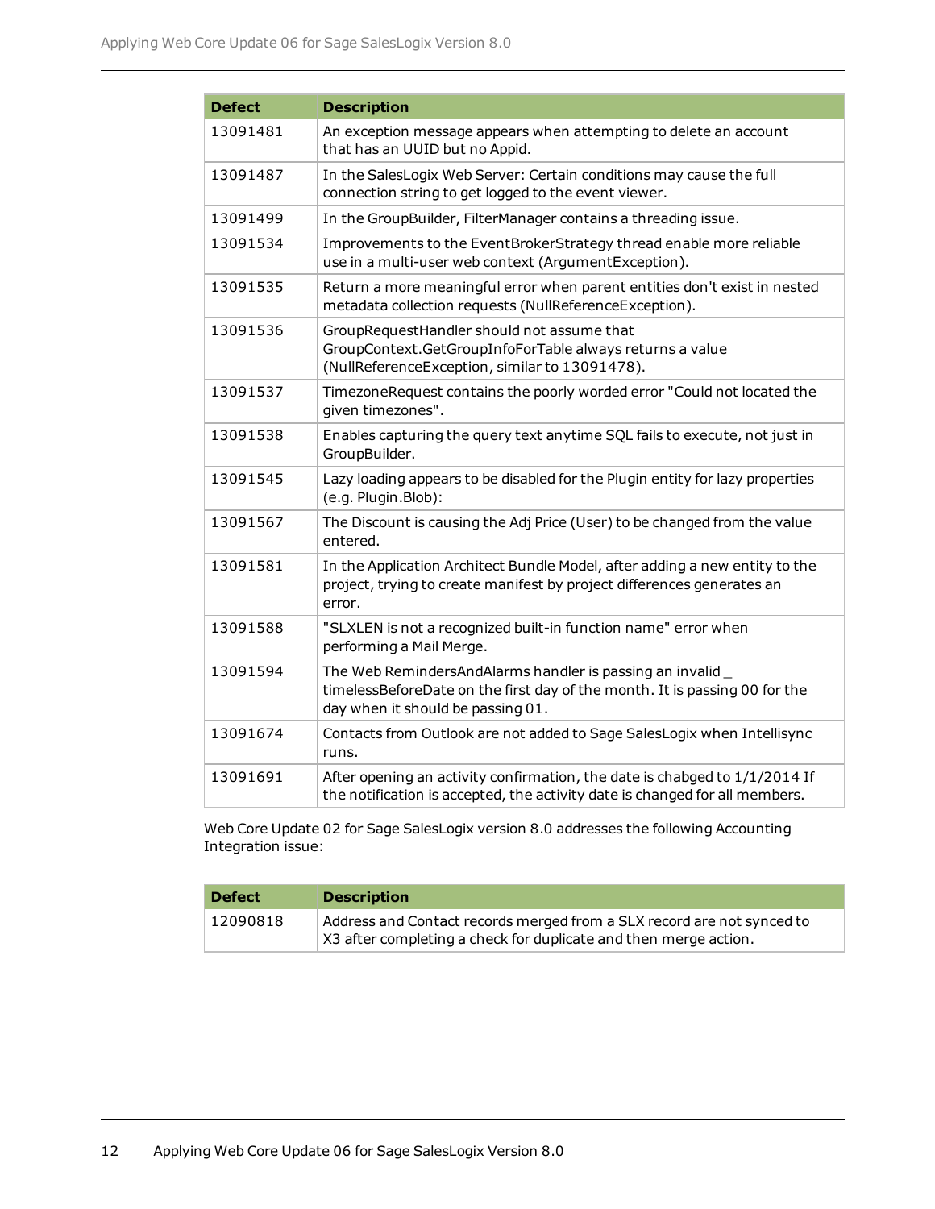| Defect | Description |
| --- | --- |
| 13091481 | An exception message appears when attempting to delete an account that has an UUID but no Appid. |
| 13091487 | In the SalesLogix Web Server: Certain conditions may cause the full connection string to get logged to the event viewer. |
| 13091499 | In the GroupBuilder, FilterManager contains a threading issue. |
| 13091534 | Improvements to the EventBrokerStrategy thread enable more reliable use in a multi-user web context (ArgumentException). |
| 13091535 | Return a more meaningful error when parent entities don't exist in nested metadata collection requests (NullReferenceException). |
| 13091536 | GroupRequestHandler should not assume that GroupContext.GetGroupInfoForTable always returns a value (NullReferenceException, similar to 13091478). |
| 13091537 | TimezoneRequest contains the poorly worded error "Could not located the given timezones". |
| 13091538 | Enables capturing the query text anytime SQL fails to execute, not just in GroupBuilder. |
| 13091545 | Lazy loading appears to be disabled for the Plugin entity for lazy properties (e.g. Plugin.Blob): |
| 13091567 | The Discount is causing the Adj Price (User) to be changed from the value entered. |
| 13091581 | In the Application Architect Bundle Model, after adding a new entity to the project, trying to create manifest by project differences generates an error. |
| 13091588 | "SLXLEN is not a recognized built-in function name" error when performing a Mail Merge. |
| 13091594 | The Web RemindersAndAlarms handler is passing an invalid _ timelessBeforeDate on the first day of the month. It is passing 00 for the day when it should be passing 01. |
| 13091674 | Contacts from Outlook are not added to Sage SalesLogix when Intellisync runs. |
| 13091691 | After opening an activity confirmation, the date is chabged to 1/1/2014 If the notification is accepted, the activity date is changed for all members. |

Web Core Update 02 for Sage SalesLogix version 8.0 addresses the following Accounting Integration issue:

| Defect | Description |
| --- | --- |
| 12090818 | Address and Contact records merged from a SLX record are not synced to X3 after completing a check for duplicate and then merge action. |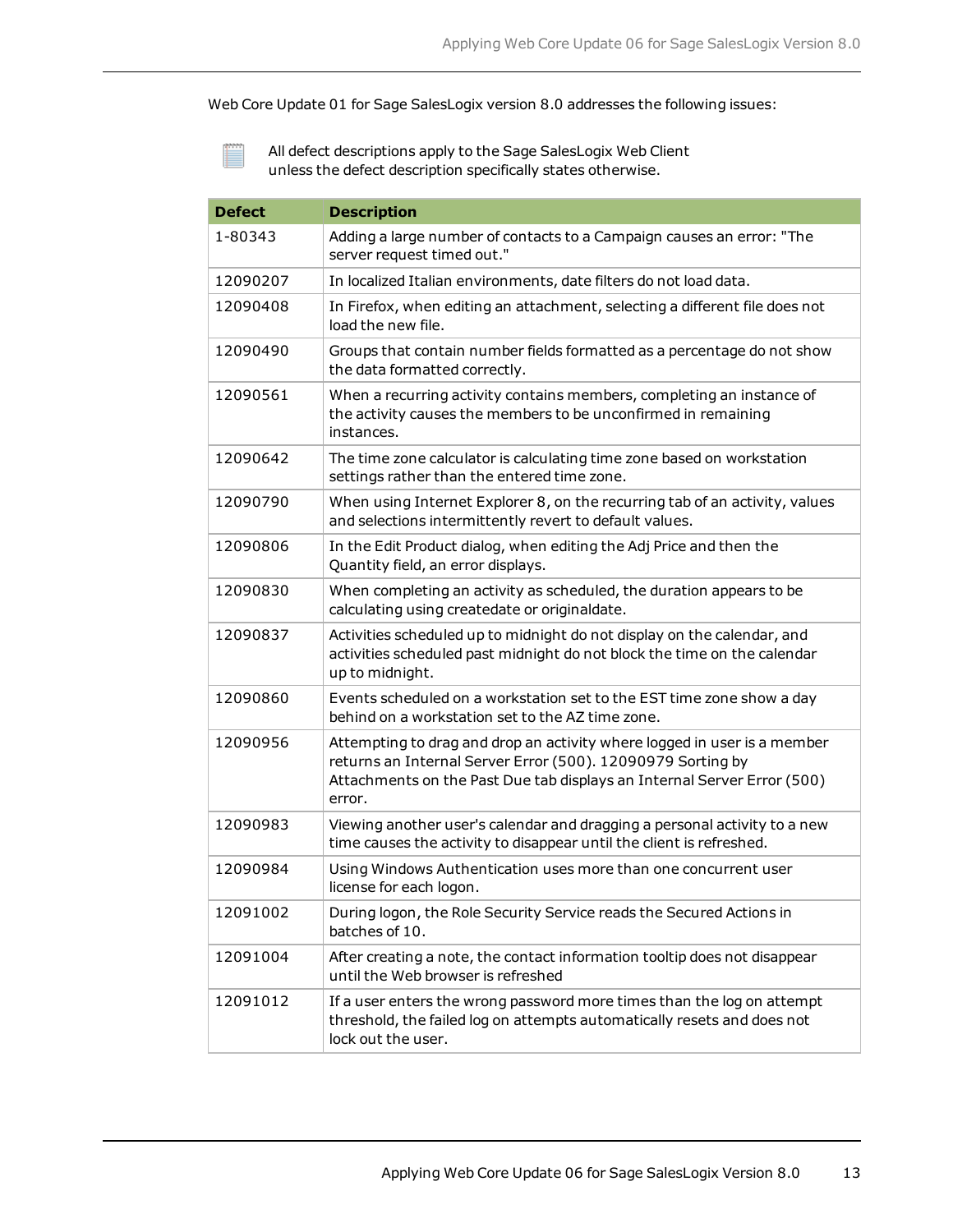Web Core Update 01 for Sage SalesLogix version 8.0 addresses the following issues:

All defect descriptions apply to the Sage SalesLogix Web Client unless the defect description specifically states otherwise.

| Defect | Description |
|---|---|
| 1-80343 | Adding a large number of contacts to a Campaign causes an error: "The server request timed out." |
| 12090207 | In localized Italian environments, date filters do not load data. |
| 12090408 | In Firefox, when editing an attachment, selecting a different file does not load the new file. |
| 12090490 | Groups that contain number fields formatted as a percentage do not show the data formatted correctly. |
| 12090561 | When a recurring activity contains members, completing an instance of the activity causes the members to be unconfirmed in remaining instances. |
| 12090642 | The time zone calculator is calculating time zone based on workstation settings rather than the entered time zone. |
| 12090790 | When using Internet Explorer 8, on the recurring tab of an activity, values and selections intermittently revert to default values. |
| 12090806 | In the Edit Product dialog, when editing the Adj Price and then the Quantity field, an error displays. |
| 12090830 | When completing an activity as scheduled, the duration appears to be calculating using createdate or originaldate. |
| 12090837 | Activities scheduled up to midnight do not display on the calendar, and activities scheduled past midnight do not block the time on the calendar up to midnight. |
| 12090860 | Events scheduled on a workstation set to the EST time zone show a day behind on a workstation set to the AZ time zone. |
| 12090956 | Attempting to drag and drop an activity where logged in user is a member returns an Internal Server Error (500). 12090979 Sorting by Attachments on the Past Due tab displays an Internal Server Error (500) error. |
| 12090983 | Viewing another user's calendar and dragging a personal activity to a new time causes the activity to disappear until the client is refreshed. |
| 12090984 | Using Windows Authentication uses more than one concurrent user license for each logon. |
| 12091002 | During logon, the Role Security Service reads the Secured Actions in batches of 10. |
| 12091004 | After creating a note, the contact information tooltip does not disappear until the Web browser is refreshed |
| 12091012 | If a user enters the wrong password more times than the log on attempt threshold, the failed log on attempts automatically resets and does not lock out the user. |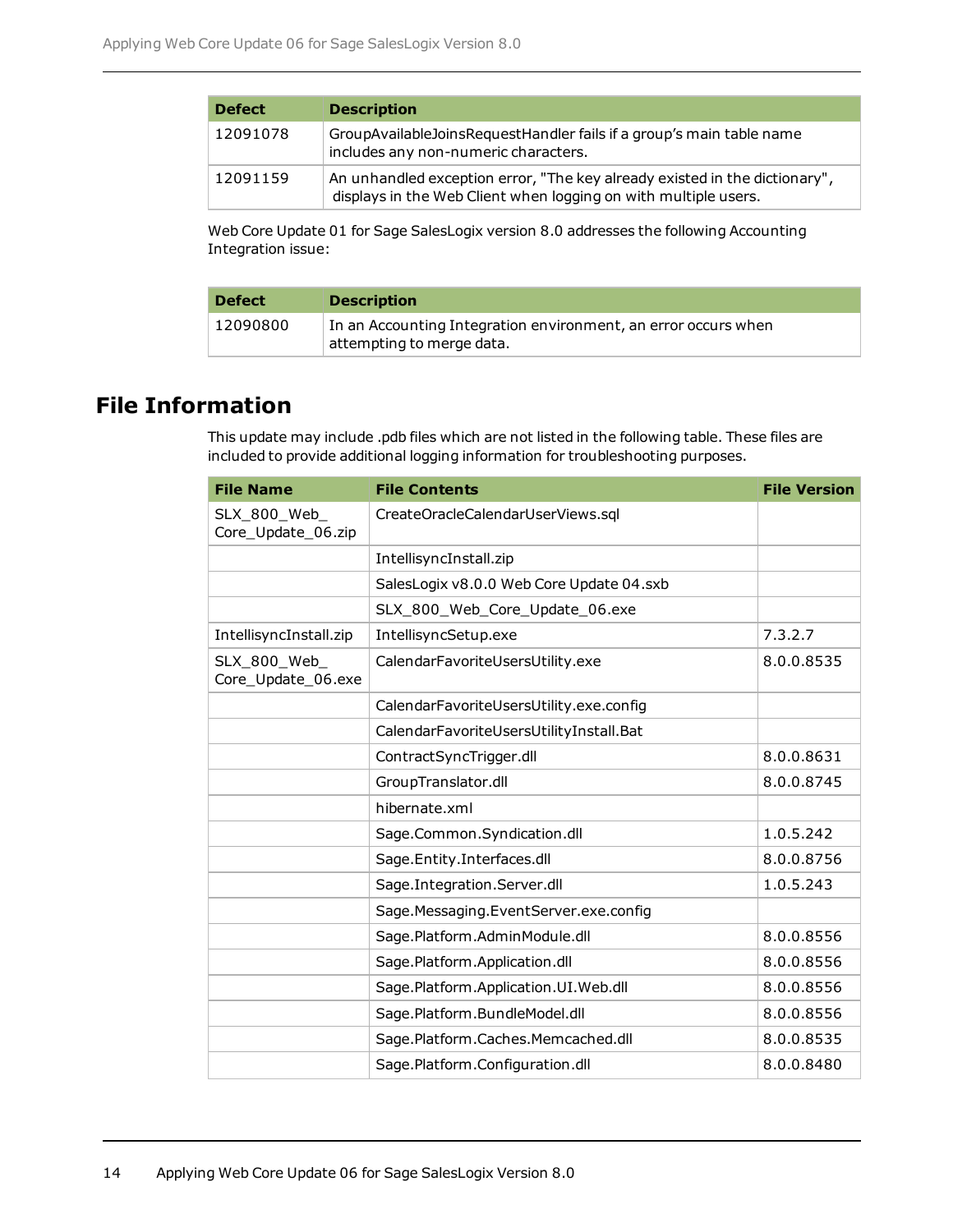| Defect | Description |
| --- | --- |
| 12091078 | GroupAvailableJoinsRequestHandler fails if a group's main table name includes any non-numeric characters. |
| 12091159 | An unhandled exception error, "The key already existed in the dictionary", displays in the Web Client when logging on with multiple users. |

Web Core Update 01 for Sage SalesLogix version 8.0 addresses the following Accounting Integration issue:

| Defect | Description |
| --- | --- |
| 12090800 | In an Accounting Integration environment, an error occurs when attempting to merge data. |

## File Information

This update may include .pdb files which are not listed in the following table. These files are included to provide additional logging information for troubleshooting purposes.

| File Name | File Contents | File Version |
| --- | --- | --- |
| SLX_800_Web_Core_Update_06.zip | CreateOracleCalendarUserViews.sql | |
| | IntellisyncInstall.zip | |
| | SalesLogix v8.0.0 Web Core Update 04.sxb | |
| | SLX_800_Web_Core_Update_06.exe | |
| IntellisyncInstall.zip | IntellisyncSetup.exe | 7.3.2.7 |
| SLX_800_Web_Core_Update_06.exe | CalendarFavoriteUsersUtility.exe | 8.0.0.8535 |
| | CalendarFavoriteUsersUtility.exe.config | |
| | CalendarFavoriteUsersUtilityInstall.Bat | |
| | ContractSyncTrigger.dll | 8.0.0.8631 |
| | GroupTranslator.dll | 8.0.0.8745 |
| | hibernate.xml | |
| | Sage.Common.Syndication.dll | 1.0.5.242 |
| | Sage.Entity.Interfaces.dll | 8.0.0.8756 |
| | Sage.Integration.Server.dll | 1.0.5.243 |
| | Sage.Messaging.EventServer.exe.config | |
| | Sage.Platform.AdminModule.dll | 8.0.0.8556 |
| | Sage.Platform.Application.dll | 8.0.0.8556 |
| | Sage.Platform.Application.UI.Web.dll | 8.0.0.8556 |
| | Sage.Platform.BundleModel.dll | 8.0.0.8556 |
| | Sage.Platform.Caches.Memcached.dll | 8.0.0.8535 |
| | Sage.Platform.Configuration.dll | 8.0.0.8480 |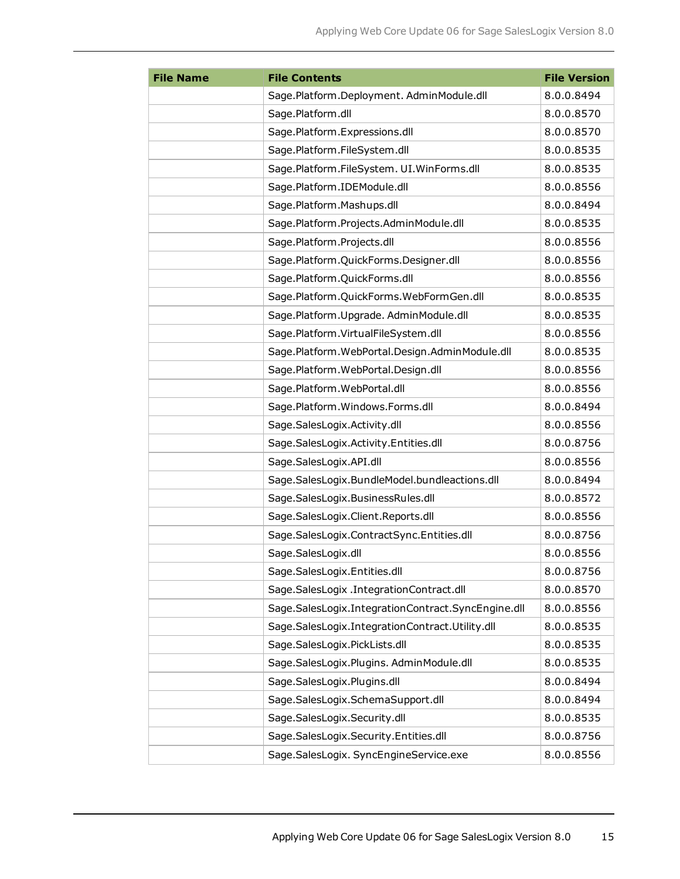| File Name | File Contents | File Version |
|---|---|---|
| | Sage.Platform.Deployment. AdminModule.dll | 8.0.0.8494 |
| | Sage.Platform.dll | 8.0.0.8570 |
| | Sage.Platform.Expressions.dll | 8.0.0.8570 |
| | Sage.Platform.FileSystem.dll | 8.0.0.8535 |
| | Sage.Platform.FileSystem. UI.WinForms.dll | 8.0.0.8535 |
| | Sage.Platform.IDEModule.dll | 8.0.0.8556 |
| | Sage.Platform.Mashups.dll | 8.0.0.8494 |
| | Sage.Platform.Projects.AdminModule.dll | 8.0.0.8535 |
| | Sage.Platform.Projects.dll | 8.0.0.8556 |
| | Sage.Platform.QuickForms.Designer.dll | 8.0.0.8556 |
| | Sage.Platform.QuickForms.dll | 8.0.0.8556 |
| | Sage.Platform.QuickForms.WebFormGen.dll | 8.0.0.8535 |
| | Sage.Platform.Upgrade. AdminModule.dll | 8.0.0.8535 |
| | Sage.Platform.VirtualFileSystem.dll | 8.0.0.8556 |
| | Sage.Platform.WebPortal.Design.AdminModule.dll | 8.0.0.8535 |
| | Sage.Platform.WebPortal.Design.dll | 8.0.0.8556 |
| | Sage.Platform.WebPortal.dll | 8.0.0.8556 |
| | Sage.Platform.Windows.Forms.dll | 8.0.0.8494 |
| | Sage.SalesLogix.Activity.dll | 8.0.0.8556 |
| | Sage.SalesLogix.Activity.Entities.dll | 8.0.0.8756 |
| | Sage.SalesLogix.API.dll | 8.0.0.8556 |
| | Sage.SalesLogix.BundleModel.bundleactions.dll | 8.0.0.8494 |
| | Sage.SalesLogix.BusinessRules.dll | 8.0.0.8572 |
| | Sage.SalesLogix.Client.Reports.dll | 8.0.0.8556 |
| | Sage.SalesLogix.ContractSync.Entities.dll | 8.0.0.8756 |
| | Sage.SalesLogix.dll | 8.0.0.8556 |
| | Sage.SalesLogix.Entities.dll | 8.0.0.8756 |
| | Sage.SalesLogix .IntegrationContract.dll | 8.0.0.8570 |
| | Sage.SalesLogix.IntegrationContract.SyncEngine.dll | 8.0.0.8556 |
| | Sage.SalesLogix.IntegrationContract.Utility.dll | 8.0.0.8535 |
| | Sage.SalesLogix.PickLists.dll | 8.0.0.8535 |
| | Sage.SalesLogix.Plugins. AdminModule.dll | 8.0.0.8535 |
| | Sage.SalesLogix.Plugins.dll | 8.0.0.8494 |
| | Sage.SalesLogix.SchemaSupport.dll | 8.0.0.8494 |
| | Sage.SalesLogix.Security.dll | 8.0.0.8535 |
| | Sage.SalesLogix.Security.Entities.dll | 8.0.0.8756 |
| | Sage.SalesLogix. SyncEngineService.exe | 8.0.0.8556 |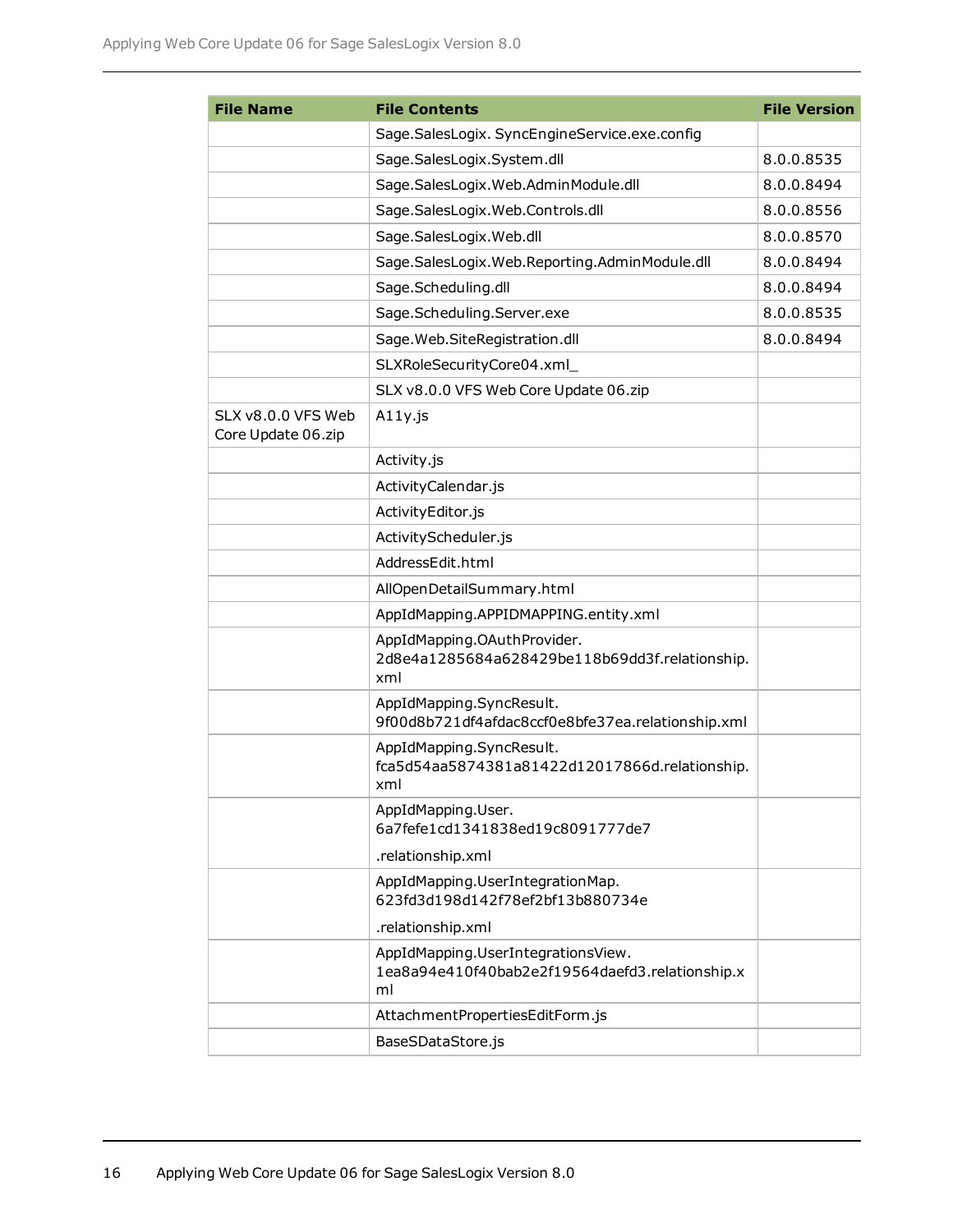| File Name | File Contents | File Version |
|---|---|---|
| | Sage.SalesLogix. SyncEngineService.exe.config | |
| | Sage.SalesLogix.System.dll | 8.0.0.8535 |
| | Sage.SalesLogix.Web.AdminModule.dll | 8.0.0.8494 |
| | Sage.SalesLogix.Web.Controls.dll | 8.0.0.8556 |
| | Sage.SalesLogix.Web.dll | 8.0.0.8570 |
| | Sage.SalesLogix.Web.Reporting.AdminModule.dll | 8.0.0.8494 |
| | Sage.Scheduling.dll | 8.0.0.8494 |
| | Sage.Scheduling.Server.exe | 8.0.0.8535 |
| | Sage.Web.SiteRegistration.dll | 8.0.0.8494 |
| | SLXRoleSecurityCore04.xml_ | |
| | SLX v8.0.0 VFS Web Core Update 06.zip | |
| SLX v8.0.0 VFS Web Core Update 06.zip | A11y.js | |
| | Activity.js | |
| | ActivityCalendar.js | |
| | ActivityEditor.js | |
| | ActivityScheduler.js | |
| | AddressEdit.html | |
| | AllOpenDetailSummary.html | |
| | AppIdMapping.APPIDMAPPING.entity.xml | |
| | AppIdMapping.OAuthProvider. 2d8e4a1285684a628429be118b69dd3f.relationship.xml | |
| | AppIdMapping.SyncResult. 9f00d8b721df4afdac8ccf0e8bfe37ea.relationship.xml | |
| | AppIdMapping.SyncResult. fca5d54aa5874381a81422d12017866d.relationship.xml | |
| | AppIdMapping.User. 6a7fefe1cd1341838ed19c8091777de7 .relationship.xml | |
| | AppIdMapping.UserIntegrationMap. 623fd3d198d142f78ef2bf13b880734e .relationship.xml | |
| | AppIdMapping.UserIntegrationsView. 1ea8a94e410f40bab2e2f19564daefd3.relationship.xml | |
| | AttachmentPropertiesEditForm.js | |
| | BaseSDataStore.js | |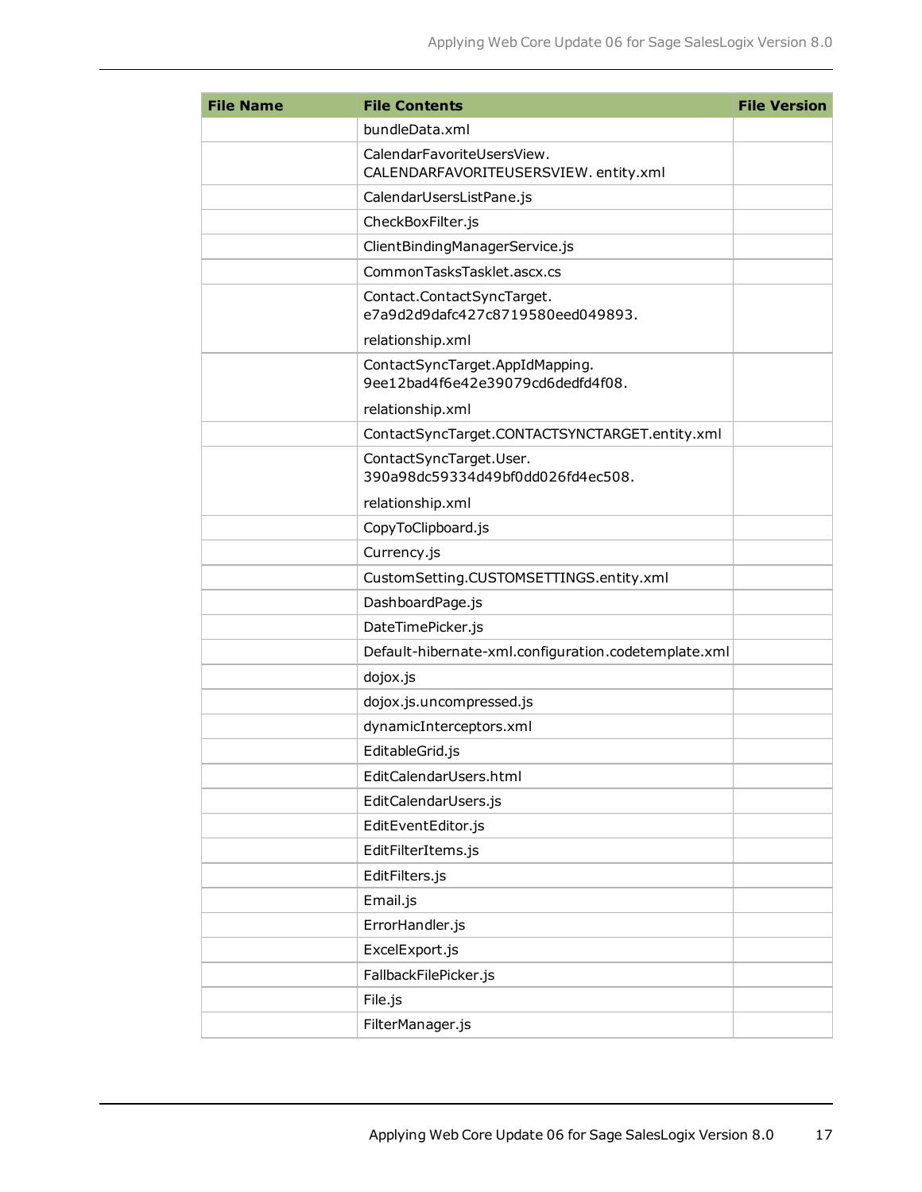| File Name | File Contents | File Version |
|---|---|---|
| | bundleData.xml | |
| | CalendarFavoriteUsersView. CALENDARFAVORITEUSERSVIEW. entity.xml | |
| | CalendarUsersListPane.js | |
| | CheckBoxFilter.js | |
| | ClientBindingManagerService.js | |
| | CommonTasksTasklet.ascx.cs | |
| | Contact.ContactSyncTarget. e7a9d2d9dafc427c8719580eed049893. relationship.xml | |
| | ContactSyncTarget.AppIdMapping. 9ee12bad4f6e42e39079cd6dedfd4f08. relationship.xml | |
| | ContactSyncTarget.CONTACTSYNCTARGET.entity.xml | |
| | ContactSyncTarget.User. 390a98dc59334d49bf0dd026fd4ec508. relationship.xml | |
| | CopyToClipboard.js | |
| | Currency.js | |
| | CustomSetting.CUSTOMSETTINGS.entity.xml | |
| | DashboardPage.js | |
| | DateTimePicker.js | |
| | Default-hibernate-xml.configuration.codetemplate.xml | |
| | dojox.js | |
| | dojox.js.uncompressed.js | |
| | dynamicInterceptors.xml | |
| | EditableGrid.js | |
| | EditCalendarUsers.html | |
| | EditCalendarUsers.js | |
| | EditEventEditor.js | |
| | EditFilterItems.js | |
| | EditFilters.js | |
| | Email.js | |
| | ErrorHandler.js | |
| | ExcelExport.js | |
| | FallbackFilePicker.js | |
| | File.js | |
| | FilterManager.js | |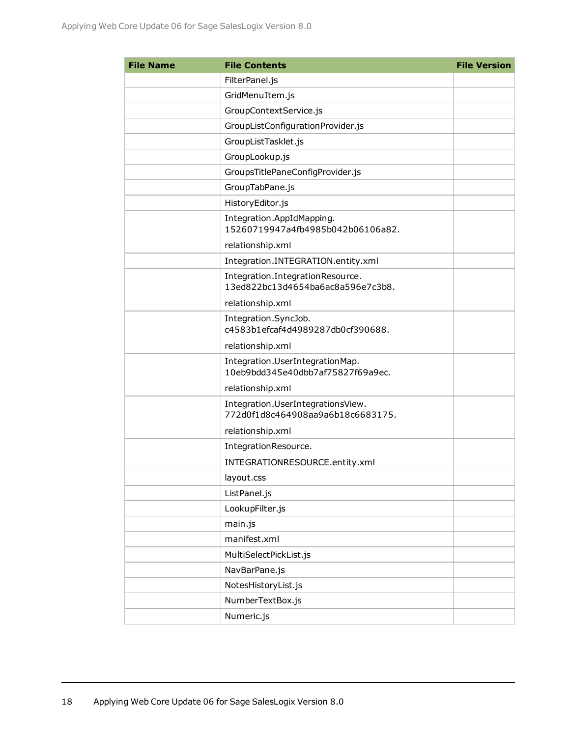| File Name | File Contents | File Version |
|---|---|---|
| | FilterPanel.js | |
| | GridMenuItem.js | |
| | GroupContextService.js | |
| | GroupListConfigurationProvider.js | |
| | GroupListTasklet.js | |
| | GroupLookup.js | |
| | GroupsTitlePaneConfigProvider.js | |
| | GroupTabPane.js | |
| | HistoryEditor.js | |
| | Integration.AppIdMapping. 15260719947a4fb4985b042b06106a82. relationship.xml | |
| | Integration.INTEGRATION.entity.xml | |
| | Integration.IntegrationResource. 13ed822bc13d4654ba6ac8a596e7c3b8. relationship.xml | |
| | Integration.SyncJob. c4583b1efcaf4d4989287db0cf390688. relationship.xml | |
| | Integration.UserIntegrationMap. 10eb9bdd345e40dbb7af75827f69a9ec. relationship.xml | |
| | Integration.UserIntegrationsView. 772d0f1d8c464908aa9a6b18c6683175. relationship.xml | |
| | IntegrationResource. INTEGRATIONRESOURCE.entity.xml | |
| | layout.css | |
| | ListPanel.js | |
| | LookupFilter.js | |
| | main.js | |
| | manifest.xml | |
| | MultiSelectPickList.js | |
| | NavBarPane.js | |
| | NotesHistoryList.js | |
| | NumberTextBox.js | |
| | Numeric.js | |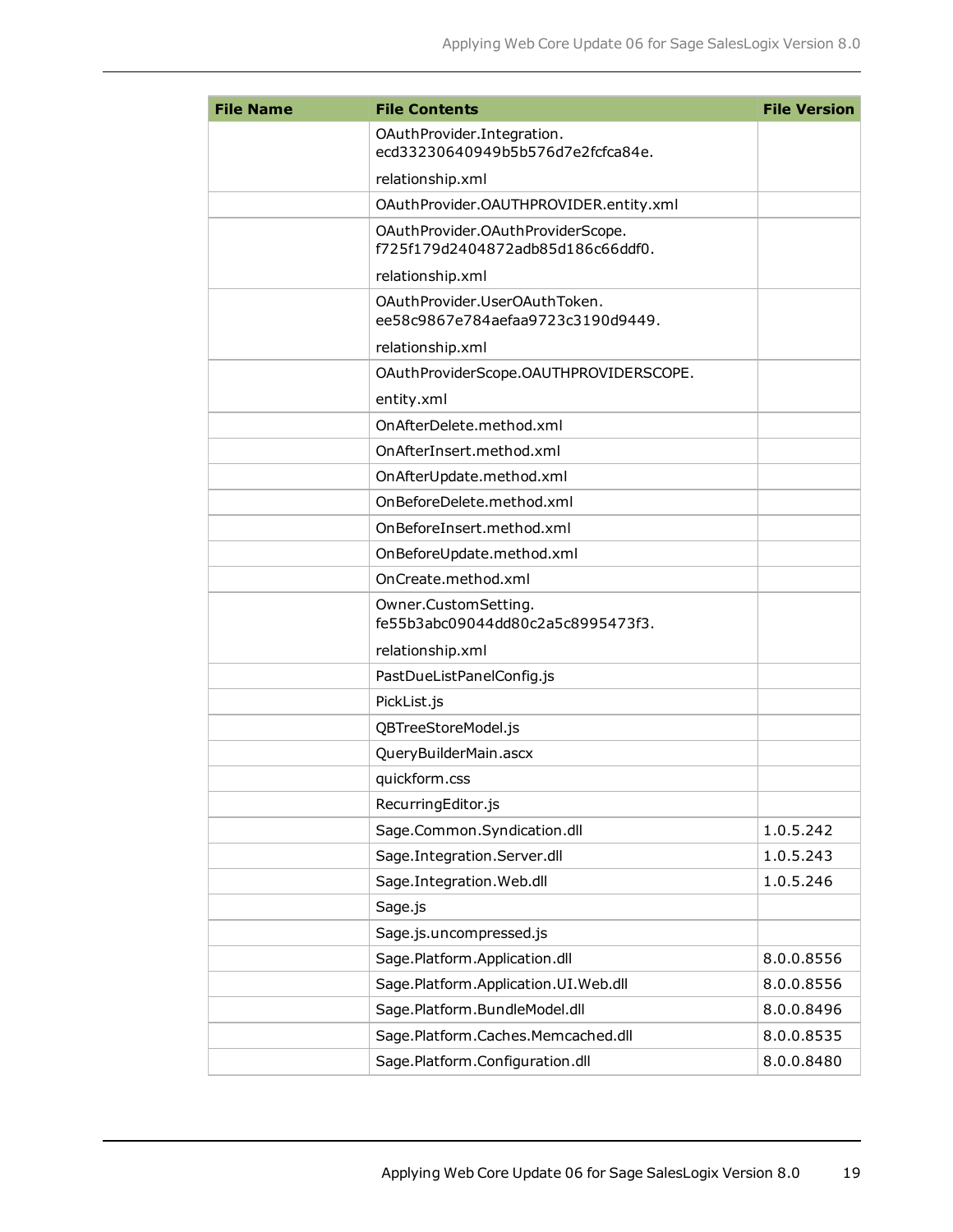| File Name | File Contents | File Version |
|---|---|---|
| | OAuthProvider.Integration.ecd33230640949b5b576d7e2fcfca84e.relationship.xml | |
| | OAuthProvider.OAUTHPROVIDER.entity.xml | |
| | OAuthProvider.OAuthProviderScope.f725f179d2404872adb85d186c66ddf0.relationship.xml | |
| | OAuthProvider.UserOAuthToken.ee58c9867e784aefaa9723c3190d9449.relationship.xml | |
| | OAuthProviderScope.OAUTHPROVIDERSCOPE.entity.xml | |
| | OnAfterDelete.method.xml | |
| | OnAfterInsert.method.xml | |
| | OnAfterUpdate.method.xml | |
| | OnBeforeDelete.method.xml | |
| | OnBeforeInsert.method.xml | |
| | OnBeforeUpdate.method.xml | |
| | OnCreate.method.xml | |
| | Owner.CustomSetting.fe55b3abc09044dd80c2a5c8995473f3.relationship.xml | |
| | PastDueListPanelConfig.js | |
| | PickList.js | |
| | QBTreeStoreModel.js | |
| | QueryBuilderMain.ascx | |
| | quickform.css | |
| | RecurringEditor.js | |
| | Sage.Common.Syndication.dll | 1.0.5.242 |
| | Sage.Integration.Server.dll | 1.0.5.243 |
| | Sage.Integration.Web.dll | 1.0.5.246 |
| | Sage.js | |
| | Sage.js.uncompressed.js | |
| | Sage.Platform.Application.dll | 8.0.0.8556 |
| | Sage.Platform.Application.UI.Web.dll | 8.0.0.8556 |
| | Sage.Platform.BundleModel.dll | 8.0.0.8496 |
| | Sage.Platform.Caches.Memcached.dll | 8.0.0.8535 |
| | Sage.Platform.Configuration.dll | 8.0.0.8480 |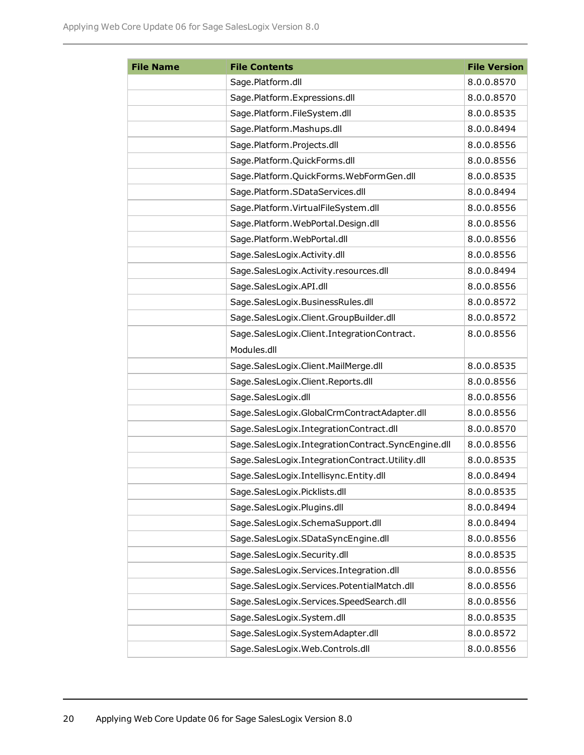| File Name | File Contents | File Version |
| --- | --- | --- |
| | Sage.Platform.dll | 8.0.0.8570 |
| | Sage.Platform.Expressions.dll | 8.0.0.8570 |
| | Sage.Platform.FileSystem.dll | 8.0.0.8535 |
| | Sage.Platform.Mashups.dll | 8.0.0.8494 |
| | Sage.Platform.Projects.dll | 8.0.0.8556 |
| | Sage.Platform.QuickForms.dll | 8.0.0.8556 |
| | Sage.Platform.QuickForms.WebFormGen.dll | 8.0.0.8535 |
| | Sage.Platform.SDataServices.dll | 8.0.0.8494 |
| | Sage.Platform.VirtualFileSystem.dll | 8.0.0.8556 |
| | Sage.Platform.WebPortal.Design.dll | 8.0.0.8556 |
| | Sage.Platform.WebPortal.dll | 8.0.0.8556 |
| | Sage.SalesLogix.Activity.dll | 8.0.0.8556 |
| | Sage.SalesLogix.Activity.resources.dll | 8.0.0.8494 |
| | Sage.SalesLogix.API.dll | 8.0.0.8556 |
| | Sage.SalesLogix.BusinessRules.dll | 8.0.0.8572 |
| | Sage.SalesLogix.Client.GroupBuilder.dll | 8.0.0.8572 |
| | Sage.SalesLogix.Client.IntegrationContract.Modules.dll | 8.0.0.8556 |
| | Sage.SalesLogix.Client.MailMerge.dll | 8.0.0.8535 |
| | Sage.SalesLogix.Client.Reports.dll | 8.0.0.8556 |
| | Sage.SalesLogix.dll | 8.0.0.8556 |
| | Sage.SalesLogix.GlobalCrmContractAdapter.dll | 8.0.0.8556 |
| | Sage.SalesLogix.IntegrationContract.dll | 8.0.0.8570 |
| | Sage.SalesLogix.IntegrationContract.SyncEngine.dll | 8.0.0.8556 |
| | Sage.SalesLogix.IntegrationContract.Utility.dll | 8.0.0.8535 |
| | Sage.SalesLogix.Intellisync.Entity.dll | 8.0.0.8494 |
| | Sage.SalesLogix.Picklists.dll | 8.0.0.8535 |
| | Sage.SalesLogix.Plugins.dll | 8.0.0.8494 |
| | Sage.SalesLogix.SchemaSupport.dll | 8.0.0.8494 |
| | Sage.SalesLogix.SDataSyncEngine.dll | 8.0.0.8556 |
| | Sage.SalesLogix.Security.dll | 8.0.0.8535 |
| | Sage.SalesLogix.Services.Integration.dll | 8.0.0.8556 |
| | Sage.SalesLogix.Services.PotentialMatch.dll | 8.0.0.8556 |
| | Sage.SalesLogix.Services.SpeedSearch.dll | 8.0.0.8556 |
| | Sage.SalesLogix.System.dll | 8.0.0.8535 |
| | Sage.SalesLogix.SystemAdapter.dll | 8.0.0.8572 |
| | Sage.SalesLogix.Web.Controls.dll | 8.0.0.8556 |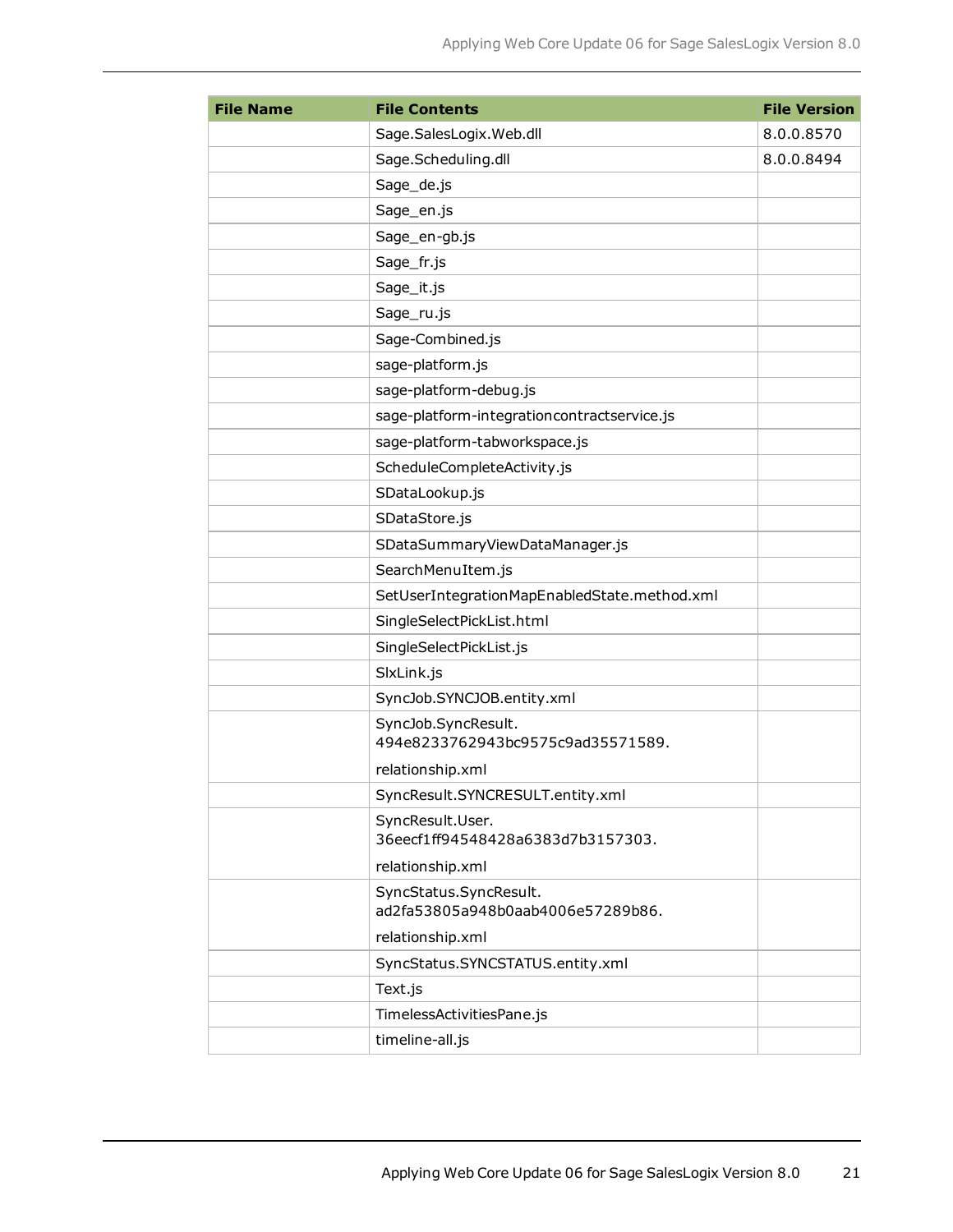| File Name | File Contents | File Version |
| --- | --- | --- |
| | Sage.SalesLogix.Web.dll | 8.0.0.8570 |
| | Sage.Scheduling.dll | 8.0.0.8494 |
| | Sage_de.js | |
| | Sage_en.js | |
| | Sage_en-gb.js | |
| | Sage_fr.js | |
| | Sage_it.js | |
| | Sage_ru.js | |
| | Sage-Combined.js | |
| | sage-platform.js | |
| | sage-platform-debug.js | |
| | sage-platform-integrationcontractservice.js | |
| | sage-platform-tabworkspace.js | |
| | ScheduleCompleteActivity.js | |
| | SDataLookup.js | |
| | SDataStore.js | |
| | SDataSummaryViewDataManager.js | |
| | SearchMenuItem.js | |
| | SetUserIntegrationMapEnabledState.method.xml | |
| | SingleSelectPickList.html | |
| | SingleSelectPickList.js | |
| | SlxLink.js | |
| | SyncJob.SYNCJOB.entity.xml | |
| | SyncJob.SyncResult. 494e8233762943bc9575c9ad35571589. relationship.xml | |
| | SyncResult.SYNCRESULT.entity.xml | |
| | SyncResult.User. 36eecf1ff94548428a6383d7b3157303. relationship.xml | |
| | SyncStatus.SyncResult. ad2fa53805a948b0aab4006e57289b86. relationship.xml | |
| | SyncStatus.SYNCSTATUS.entity.xml | |
| | Text.js | |
| | TimelessActivitiesPane.js | |
| | timeline-all.js | |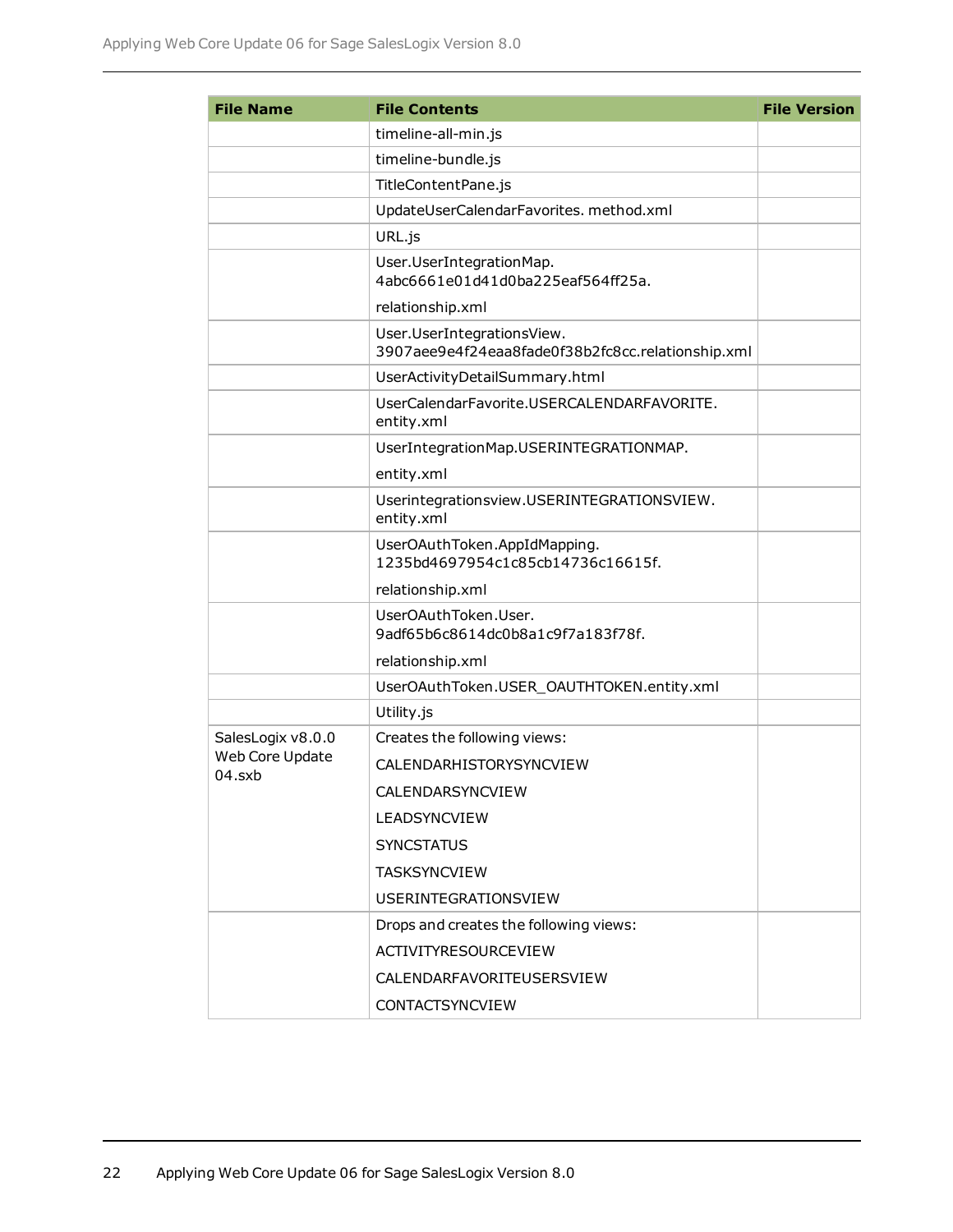| File Name | File Contents | File Version |
| --- | --- | --- |
| | timeline-all-min.js | |
| | timeline-bundle.js | |
| | TitleContentPane.js | |
| | UpdateUserCalendarFavorites. method.xml | |
| | URL.js | |
| | User.UserIntegrationMap. 4abc6661e01d41d0ba225eaf564ff25a.<br>relationship.xml | |
| | User.UserIntegrationsView. 3907aee9e4f24eaa8fade0f38b2fc8cc.relationship.xml | |
| | UserActivityDetailSummary.html | |
| | UserCalendarFavorite.USERCALENDARFAVORITE. entity.xml | |
| | UserIntegrationMap.USERINTEGRATIONMAP.<br>entity.xml | |
| | Userintegrationsview.USERINTEGRATIONSVIEW. entity.xml | |
| | UserOAuthToken.AppIdMapping. 1235bd4697954c1c85cb14736c16615f.<br>relationship.xml | |
| | UserOAuthToken.User. 9adf65b6c8614dc0b8a1c9f7a183f78f.<br>relationship.xml | |
| | UserOAuthToken.USER_OAUTHTOKEN.entity.xml | |
| | Utility.js | |
| SalesLogix v8.0.0 Web Core Update 04.sxb | Creates the following views:<br>CALENDARHISTORYSYNCVIEW<br>CALENDARSYNCVIEW<br>LEADSYNCVIEW<br>SYNCSTATUS<br>TASKSYNCVIEW<br>USERINTEGRATIONSVIEW | |
| | Drops and creates the following views:<br>ACTIVITYRESOURCEVIEW<br>CALENDARFAVORITEUSERSVIEW<br>CONTACTSYNCVIEW | |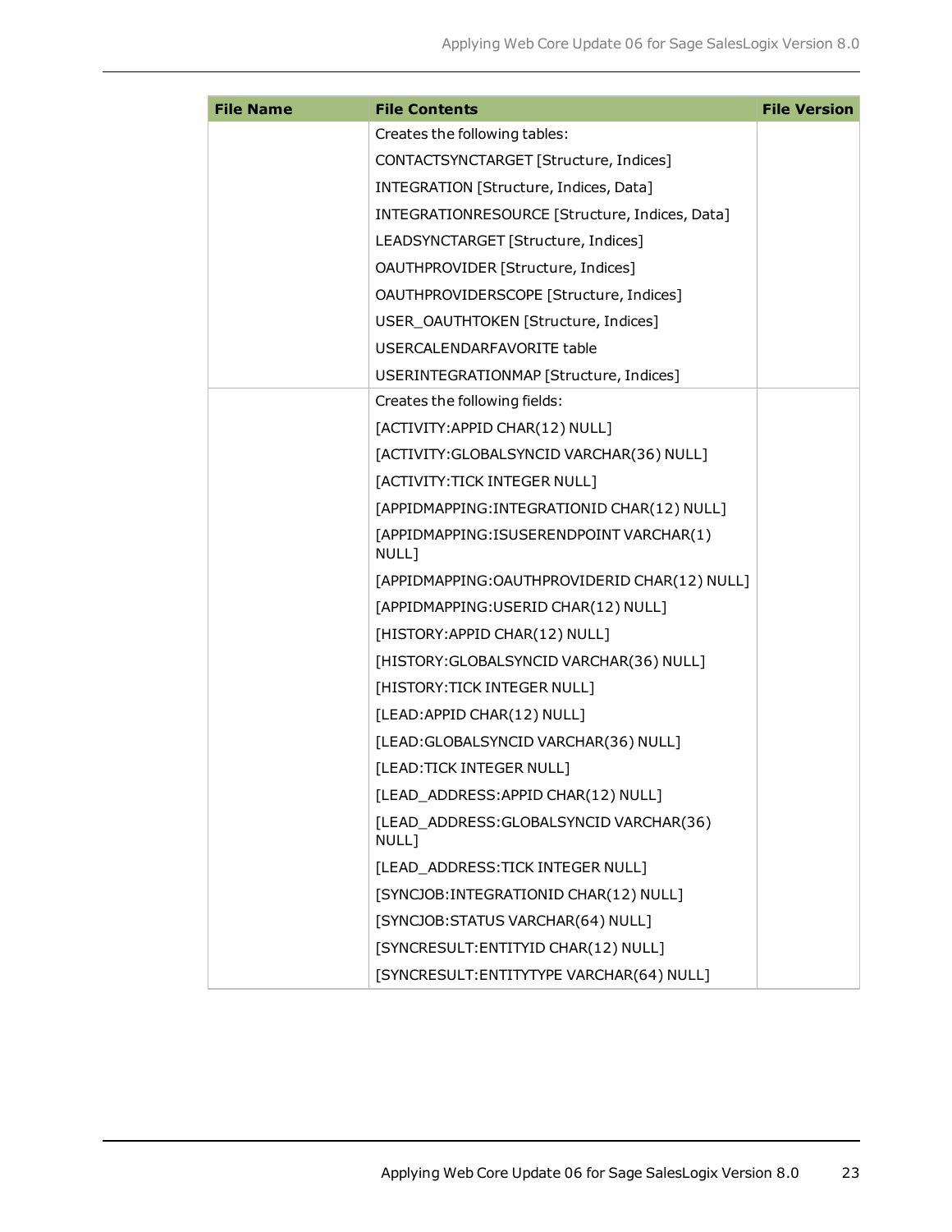| File Name | File Contents | File Version |
|---|---|---|
| | Creates the following tables:<br>CONTACTSYNCTARGET [Structure, Indices]<br>INTEGRATION [Structure, Indices, Data]<br>INTEGRATIONRESOURCE [Structure, Indices, Data]<br>LEADSYNCTARGET [Structure, Indices]<br>OAUTHPROVIDER [Structure, Indices]<br>OAUTHPROVIDERSCOPE [Structure, Indices]<br>USER_OAUTHTOKEN [Structure, Indices]<br>USERCALENDARFAVORITE table<br>USERINTEGRATIONMAP [Structure, Indices] | |
| | Creates the following fields:<br>[ACTIVITY:APPID CHAR(12) NULL]<br>[ACTIVITY:GLOBALSYNCID VARCHAR(36) NULL]<br>[ACTIVITY:TICK INTEGER NULL]<br>[APPIDMAPPING:INTEGRATIONID CHAR(12) NULL]<br>[APPIDMAPPING:ISUSERENDPOINT VARCHAR(1) NULL]<br>[APPIDMAPPING:OAUTHPROVIDERID CHAR(12) NULL]<br>[APPIDMAPPING:USERID CHAR(12) NULL]<br>[HISTORY:APPID CHAR(12) NULL]<br>[HISTORY:GLOBALSYNCID VARCHAR(36) NULL]<br>[HISTORY:TICK INTEGER NULL]<br>[LEAD:APPID CHAR(12) NULL]<br>[LEAD:GLOBALSYNCID VARCHAR(36) NULL]<br>[LEAD:TICK INTEGER NULL]<br>[LEAD_ADDRESS:APPID CHAR(12) NULL]<br>[LEAD_ADDRESS:GLOBALSYNCID VARCHAR(36) NULL]<br>[LEAD_ADDRESS:TICK INTEGER NULL]<br>[SYNCJOB:INTEGRATIONID CHAR(12) NULL]<br>[SYNCJOB:STATUS VARCHAR(64) NULL]<br>[SYNCRESULT:ENTITYID CHAR(12) NULL]<br>[SYNCRESULT:ENTITYTYPE VARCHAR(64) NULL] | |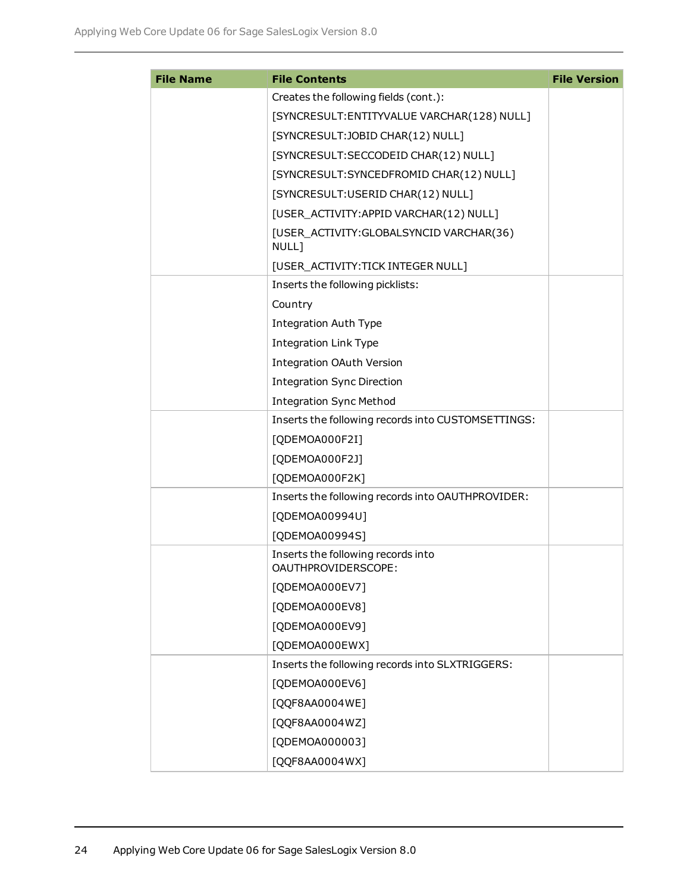| File Name | File Contents | File Version |
|---|---|---|
| | Creates the following fields (cont.):<br>[SYNCRESULT:ENTITYVALUE VARCHAR(128) NULL]<br>[SYNCRESULT:JOBID CHAR(12) NULL]<br>[SYNCRESULT:SECCODEID CHAR(12) NULL]<br>[SYNCRESULT:SYNCEDFROMID CHAR(12) NULL]<br>[SYNCRESULT:USERID CHAR(12) NULL]<br>[USER_ACTIVITY:APPID VARCHAR(12) NULL]<br>[USER_ACTIVITY:GLOBALSYNCID VARCHAR(36) NULL]<br>[USER_ACTIVITY:TICK INTEGER NULL] | |
| | Inserts the following picklists:<br>Country<br>Integration Auth Type<br>Integration Link Type<br>Integration OAuth Version<br>Integration Sync Direction<br>Integration Sync Method | |
| | Inserts the following records into CUSTOMSETTINGS:<br>[QDEMOA000F2I]<br>[QDEMOA000F2J]<br>[QDEMOA000F2K] | |
| | Inserts the following records into OAUTHPROVIDER:<br>[QDEMOA00994U]<br>[QDEMOA00994S] | |
| | Inserts the following records into OAUTHPROVIDERSCOPE:<br>[QDEMOA000EV7]<br>[QDEMOA000EV8]<br>[QDEMOA000EV9]<br>[QDEMOA000EWX] | |
| | Inserts the following records into SLXTRIGGERS:<br>[QDEMOA000EV6]<br>[QQF8AA0004WE]<br>[QQF8AA0004WZ]<br>[QDEMOA000003]<br>[QQF8AA0004WX] | |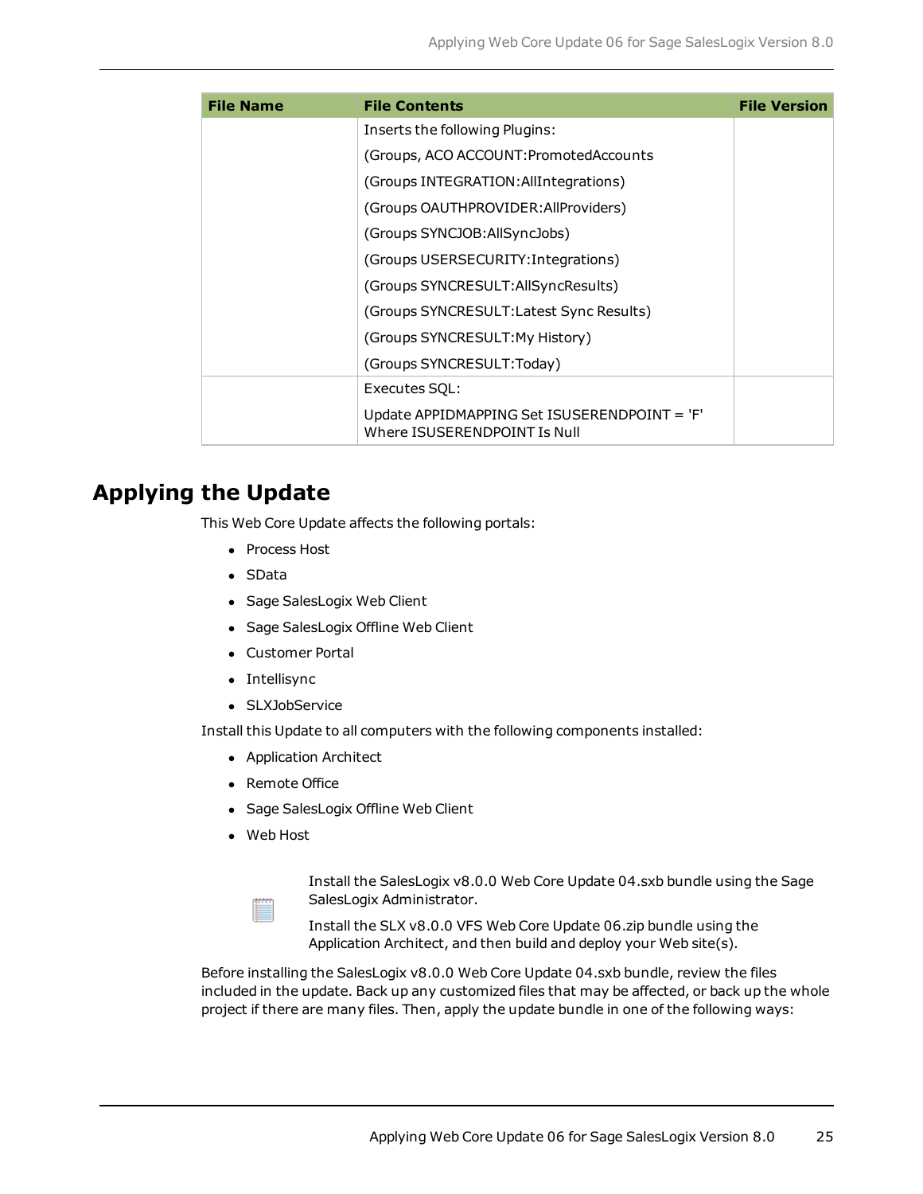| File Name | File Contents | File Version |
|---|---|---|
| | Inserts the following Plugins:<br>(Groups, ACO ACCOUNT:PromotedAccounts<br>(Groups INTEGRATION:AllIntegrations)<br>(Groups OAUTHPROVIDER:AllProviders)<br>(Groups SYNCJOB:AllSyncJobs)<br>(Groups USERSECURITY:Integrations)<br>(Groups SYNCRESULT:AllSyncResults)<br>(Groups SYNCRESULT:Latest Sync Results)<br>(Groups SYNCRESULT:My History)<br>(Groups SYNCRESULT:Today) | |
| | Executes SQL:<br>Update APPIDMAPPING Set ISUSERENDPOINT = 'F' Where ISUSERENDPOINT Is Null | |

## Applying the Update

This Web Core Update affects the following portals:

- Process Host
- SData
- Sage SalesLogix Web Client
- Sage SalesLogix Offline Web Client
- Customer Portal
- Intellisync
- SLXJobService

Install this Update to all computers with the following components installed:

- Application Architect
- Remote Office
- Sage SalesLogix Offline Web Client
- Web Host

Install the SalesLogix v8.0.0 Web Core Update 04.sxb bundle using the Sage SalesLogix Administrator.

Install the SLX v8.0.0 VFS Web Core Update 06.zip bundle using the Application Architect, and then build and deploy your Web site(s).

Before installing the SalesLogix v8.0.0 Web Core Update 04.sxb bundle, review the files included in the update. Back up any customized files that may be affected, or back up the whole project if there are many files. Then, apply the update bundle in one of the following ways: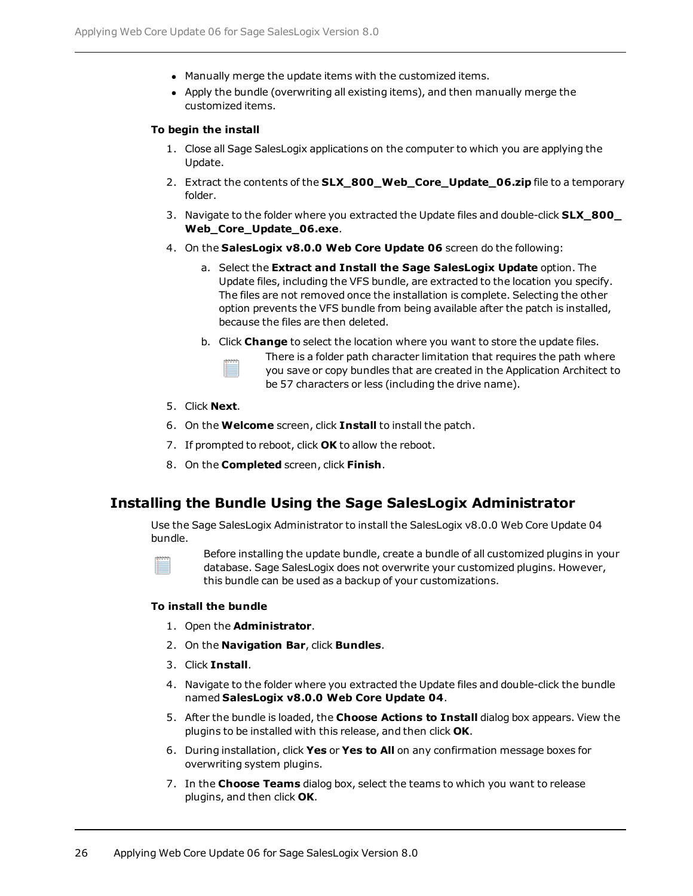- Manually merge the update items with the customized items.
- Apply the bundle (overwriting all existing items), and then manually merge the customized items.

**To begin the install**

1. Close all Sage SalesLogix applications on the computer to which you are applying the Update.
2. Extract the contents of the **SLX_800_Web_Core_Update_06.zip** file to a temporary folder.
3. Navigate to the folder where you extracted the Update files and double-click **SLX_800_Web_Core_Update_06.exe**.
4. On the **SalesLogix v8.0.0 Web Core Update 06** screen do the following:
   a. Select the **Extract and Install the Sage SalesLogix Update** option. The Update files, including the VFS bundle, are extracted to the location you specify. The files are not removed once the installation is complete. Selecting the other option prevents the VFS bundle from being available after the patch is installed, because the files are then deleted.
   b. Click **Change** to select the location where you want to store the update files.

      There is a folder path character limitation that requires the path where you save or copy bundles that are created in the Application Architect to be 57 characters or less (including the drive name).
5. Click **Next**.
6. On the **Welcome** screen, click **Install** to install the patch.
7. If prompted to reboot, click **OK** to allow the reboot.
8. On the **Completed** screen, click **Finish**.

## Installing the Bundle Using the Sage SalesLogix Administrator

Use the Sage SalesLogix Administrator to install the SalesLogix v8.0.0 Web Core Update 04 bundle.

Before installing the update bundle, create a bundle of all customized plugins in your database. Sage SalesLogix does not overwrite your customized plugins. However, this bundle can be used as a backup of your customizations.

**To install the bundle**

1. Open the **Administrator**.
2. On the **Navigation Bar**, click **Bundles**.
3. Click **Install**.
4. Navigate to the folder where you extracted the Update files and double-click the bundle named **SalesLogix v8.0.0 Web Core Update 04**.
5. After the bundle is loaded, the **Choose Actions to Install** dialog box appears. View the plugins to be installed with this release, and then click **OK**.
6. During installation, click **Yes** or **Yes to All** on any confirmation message boxes for overwriting system plugins.
7. In the **Choose Teams** dialog box, select the teams to which you want to release plugins, and then click **OK**.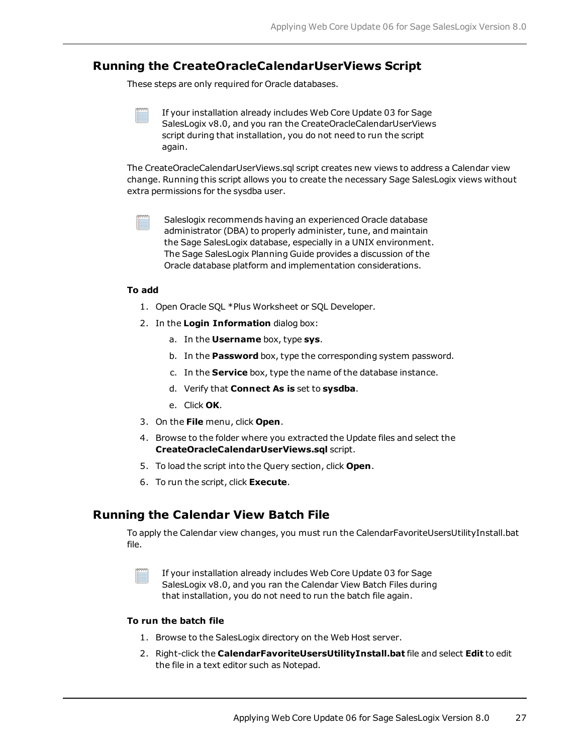## Running the CreateOracleCalendarUserViews Script

These steps are only required for Oracle databases.

> If your installation already includes Web Core Update 03 for Sage SalesLogix v8.0, and you ran the CreateOracleCalendarUserViews script during that installation, you do not need to run the script again.

The CreateOracleCalendarUserViews.sql script creates new views to address a Calendar view change. Running this script allows you to create the necessary Sage SalesLogix views without extra permissions for the sysdba user.

> Saleslogix recommends having an experienced Oracle database administrator (DBA) to properly administer, tune, and maintain the Sage SalesLogix database, especially in a UNIX environment. The Sage SalesLogix Planning Guide provides a discussion of the Oracle database platform and implementation considerations.

**To add**

1. Open Oracle SQL *Plus Worksheet or SQL Developer.
2. In the **Login Information** dialog box:
   a. In the **Username** box, type **sys**.
   b. In the **Password** box, type the corresponding system password.
   c. In the **Service** box, type the name of the database instance.
   d. Verify that **Connect As is** set to **sysdba**.
   e. Click **OK**.
3. On the **File** menu, click **Open**.
4. Browse to the folder where you extracted the Update files and select the **CreateOracleCalendarUserViews.sql** script.
5. To load the script into the Query section, click **Open**.
6. To run the script, click **Execute**.

## Running the Calendar View Batch File

To apply the Calendar view changes, you must run the CalendarFavoriteUsersUtilityInstall.bat file.

> If your installation already includes Web Core Update 03 for Sage SalesLogix v8.0, and you ran the Calendar View Batch Files during that installation, you do not need to run the batch file again.

**To run the batch file**

1. Browse to the SalesLogix directory on the Web Host server.
2. Right-click the **CalendarFavoriteUsersUtilityInstall.bat** file and select **Edit** to edit the file in a text editor such as Notepad.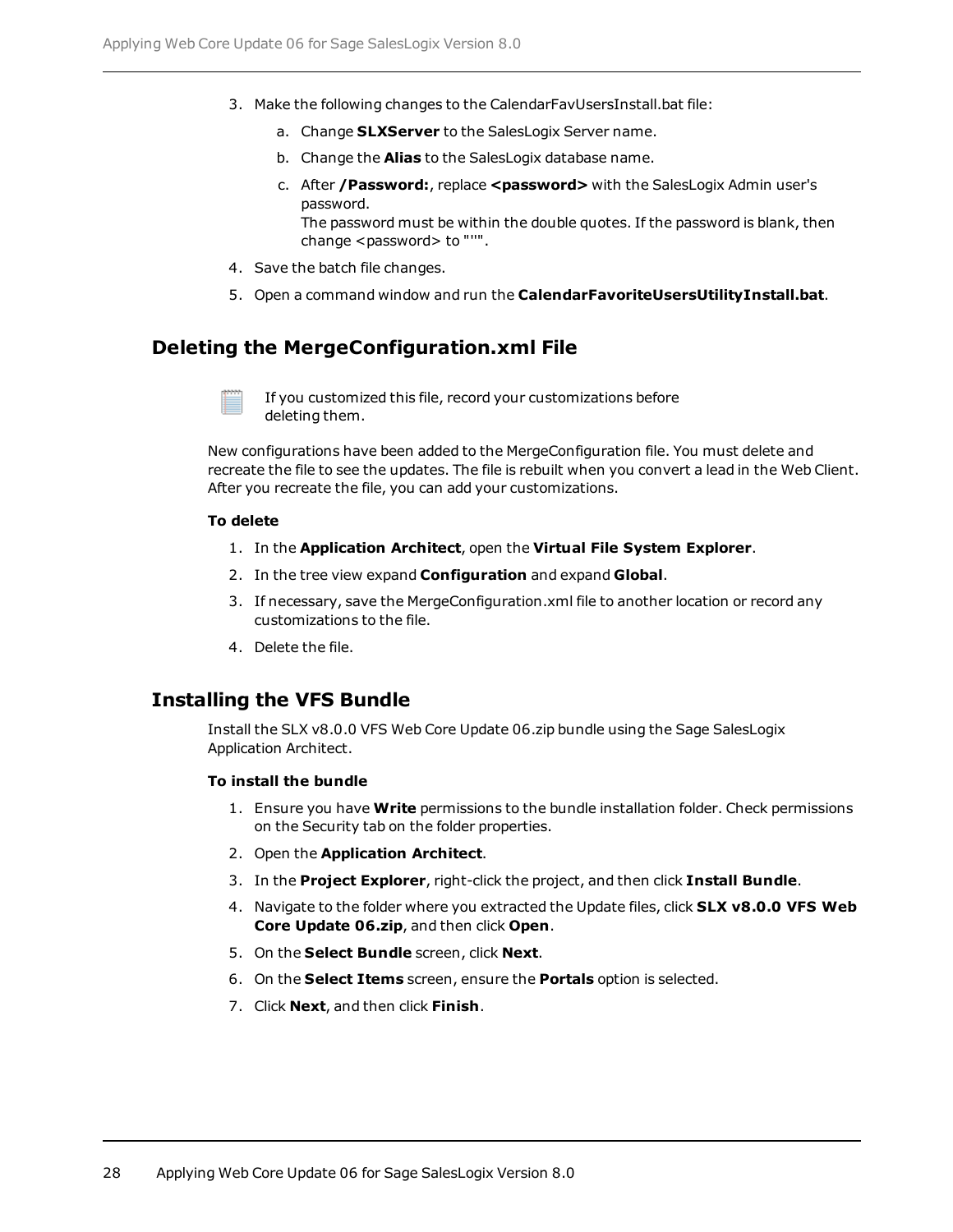3. Make the following changes to the CalendarFavUsersInstall.bat file:
    a. Change **SLXServer** to the SalesLogix Server name.
    b. Change the **Alias** to the SalesLogix database name.
    c. After **/Password:**, replace **<password>** with the SalesLogix Admin user's password.
       The password must be within the double quotes. If the password is blank, then change <password> to "''".
4. Save the batch file changes.
5. Open a command window and run the **CalendarFavoriteUsersUtilityInstall.bat**.

## Deleting the MergeConfiguration.xml File

If you customized this file, record your customizations before deleting them.

New configurations have been added to the MergeConfiguration file. You must delete and recreate the file to see the updates. The file is rebuilt when you convert a lead in the Web Client. After you recreate the file, you can add your customizations.

**To delete**

1. In the **Application Architect**, open the **Virtual File System Explorer**.
2. In the tree view expand **Configuration** and expand **Global**.
3. If necessary, save the MergeConfiguration.xml file to another location or record any customizations to the file.
4. Delete the file.

## Installing the VFS Bundle

Install the SLX v8.0.0 VFS Web Core Update 06.zip bundle using the Sage SalesLogix Application Architect.

**To install the bundle**

1. Ensure you have **Write** permissions to the bundle installation folder. Check permissions on the Security tab on the folder properties.
2. Open the **Application Architect**.
3. In the **Project Explorer**, right-click the project, and then click **Install Bundle**.
4. Navigate to the folder where you extracted the Update files, click **SLX v8.0.0 VFS Web Core Update 06.zip**, and then click **Open**.
5. On the **Select Bundle** screen, click **Next**.
6. On the **Select Items** screen, ensure the **Portals** option is selected.
7. Click **Next**, and then click **Finish**.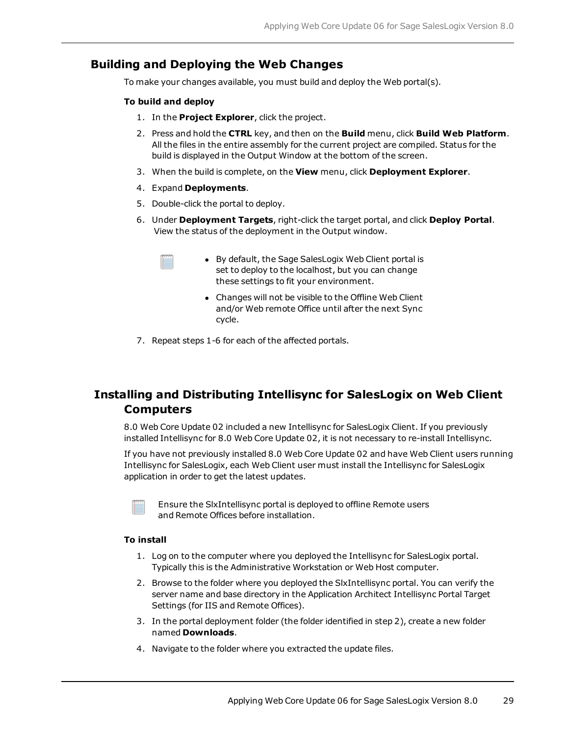## Building and Deploying the Web Changes

To make your changes available, you must build and deploy the Web portal(s).

**To build and deploy**

1. In the **Project Explorer**, click the project.
2. Press and hold the **CTRL** key, and then on the **Build** menu, click **Build Web Platform**. All the files in the entire assembly for the current project are compiled. Status for the build is displayed in the Output Window at the bottom of the screen.
3. When the build is complete, on the **View** menu, click **Deployment Explorer**.
4. Expand **Deployments**.
5. Double-click the portal to deploy.
6. Under **Deployment Targets**, right-click the target portal, and click **Deploy Portal**. View the status of the deployment in the Output window.

   - By default, the Sage SalesLogix Web Client portal is set to deploy to the localhost, but you can change these settings to fit your environment.
   - Changes will not be visible to the Offline Web Client and/or Web remote Office until after the next Sync cycle.

7. Repeat steps 1-6 for each of the affected portals.

## Installing and Distributing Intellisync for SalesLogix on Web Client Computers

8.0 Web Core Update 02 included a new Intellisync for SalesLogix Client. If you previously installed Intellisync for 8.0 Web Core Update 02, it is not necessary to re-install Intellisync.

If you have not previously installed 8.0 Web Core Update 02 and have Web Client users running Intellisync for SalesLogix, each Web Client user must install the Intellisync for SalesLogix application in order to get the latest updates.

Ensure the SlxIntellisync portal is deployed to offline Remote users and Remote Offices before installation.

**To install**

1. Log on to the computer where you deployed the Intellisync for SalesLogix portal. Typically this is the Administrative Workstation or Web Host computer.
2. Browse to the folder where you deployed the SlxIntellisync portal. You can verify the server name and base directory in the Application Architect Intellisync Portal Target Settings (for IIS and Remote Offices).
3. In the portal deployment folder (the folder identified in step 2), create a new folder named **Downloads**.
4. Navigate to the folder where you extracted the update files.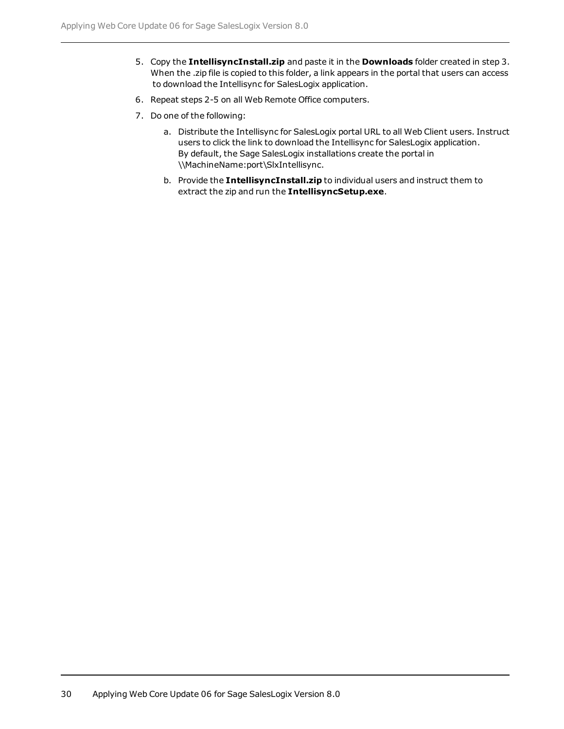5. Copy the **IntellisyncInstall.zip** and paste it in the **Downloads** folder created in step 3. When the .zip file is copied to this folder, a link appears in the portal that users can access to download the Intellisync for SalesLogix application.
6. Repeat steps 2-5 on all Web Remote Office computers.
7. Do one of the following:
    a. Distribute the Intellisync for SalesLogix portal URL to all Web Client users. Instruct users to click the link to download the Intellisync for SalesLogix application. By default, the Sage SalesLogix installations create the portal in \\MachineName:port\SlxIntellisync.
    b. Provide the **IntellisyncInstall.zip** to individual users and instruct them to extract the zip and run the **IntellisyncSetup.exe**.